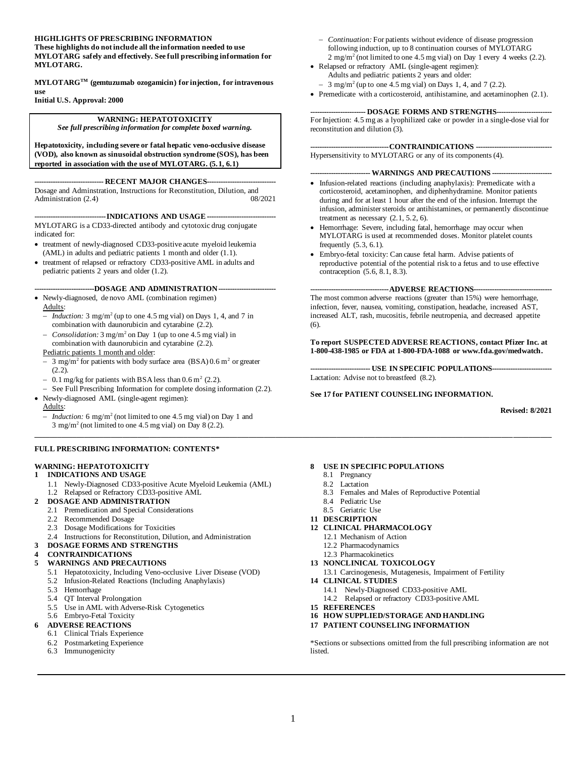**HIGHLIGHTS OF PRESCRIBING INFORMATION**
**These highlights do not include all the information needed to use MYLOTARG safely and effectively. See full prescribing information for MYLOTARG.**

**MYLOTARG™ (gemtuzumab ozogamicin) for injection, for intravenous use**
**Initial U.S. Approval: 2000**

**WARNING: HEPATOTOXICITY**
*See full prescribing information for complete boxed warning.*

**Hepatotoxicity, including severe or fatal hepatic veno-occlusive disease (VOD), also known as sinusoidal obstruction syndrome (SOS), has been reported in association with the use of MYLOTARG. (5.1, 6.1)**

**RECENT MAJOR CHANGES**

Dosage and Adminstration, Instructions for Reconstitution, Dilution, and Administration (2.4) 08/2021

**INDICATIONS AND USAGE**

MYLOTARG is a CD33-directed antibody and cytotoxic drug conjugate indicated for:

- treatment of newly-diagnosed CD33-positive acute myeloid leukemia (AML) in adults and pediatric patients 1 month and older (1.1).
- treatment of relapsed or refractory CD33-positive AML in adults and pediatric patients 2 years and older (1.2).

**DOSAGE AND ADMINISTRATION**

- Newly-diagnosed, de novo AML (combination regimen)
  Adults:
  - *Induction:* 3 mg/m$^2$ (up to one 4.5 mg vial) on Days 1, 4, and 7 in combination with daunorubicin and cytarabine (2.2).
  - *Consolidation:* 3 mg/m$^2$ on Day 1 (up to one 4.5 mg vial) in combination with daunorubicin and cytarabine (2.2).

  Pediatric patients 1 month and older:
  - 3 mg/m$^2$ for patients with body surface area (BSA) 0.6 m$^2$ or greater (2.2).
  - 0.1 mg/kg for patients with BSA less than 0.6 m$^2$ (2.2).
  - See Full Prescribing Information for complete dosing information (2.2).
- Newly-diagnosed AML (single-agent regimen):
  Adults:
  - *Induction:* 6 mg/m$^2$ (not limited to one 4.5 mg vial) on Day 1 and 3 mg/m$^2$ (not limited to one 4.5 mg vial) on Day 8 (2.2).
  - *Continuation:* For patients without evidence of disease progression following induction, up to 8 continuation courses of MYLOTARG 2 mg/m$^2$ (not limited to one 4.5 mg vial) on Day 1 every 4 weeks (2.2).
- Relapsed or refractory AML (single-agent regimen):
  Adults and pediatric patients 2 years and older:
  - 3 mg/m$^2$ (up to one 4.5 mg vial) on Days 1, 4, and 7 (2.2).
- Premedicate with a corticosteroid, antihistamine, and acetaminophen (2.1).

**DOSAGE FORMS AND STRENGTHS**

For Injection: 4.5 mg as a lyophilized cake or powder in a single-dose vial for reconstitution and dilution (3).

**CONTRAINDICATIONS**

Hypersensitivity to MYLOTARG or any of its components (4).

**WARNINGS AND PRECAUTIONS**

- Infusion-related reactions (including anaphylaxis): Premedicate with a corticosteroid, acetaminophen, and diphenhydramine. Monitor patients during and for at least 1 hour after the end of the infusion. Interrupt the infusion, administer steroids or antihistamines, or permanently discontinue treatment as necessary (2.1, 5.2, 6).
- Hemorrhage: Severe, including fatal, hemorrhage may occur when MYLOTARG is used at recommended doses. Monitor platelet counts frequently (5.3, 6.1).
- Embryo-fetal toxicity: Can cause fetal harm. Advise patients of reproductive potential of the potential risk to a fetus and to use effective contraception (5.6, 8.1, 8.3).

**ADVERSE REACTIONS**

The most common adverse reactions (greater than 15%) were hemorrhage, infection, fever, nausea, vomiting, constipation, headache, increased AST, increased ALT, rash, mucositis, febrile neutropenia, and decreased appetite (6).

**To report SUSPECTED ADVERSE REACTIONS, contact Pfizer Inc. at 1-800-438-1985 or FDA at 1-800-FDA-1088 or www.fda.gov/medwatch.**

**USE IN SPECIFIC POPULATIONS**

Lactation: Advise not to breastfeed (8.2).

**See 17 for PATIENT COUNSELING INFORMATION.**

**Revised: 8/2021**

---

**FULL PRESCRIBING INFORMATION: CONTENTS***

**WARNING: HEPATOTOXICITY**

**1 INDICATIONS AND USAGE**
- 1.1 Newly-Diagnosed CD33-positive Acute Myeloid Leukemia (AML)
- 1.2 Relapsed or Refractory CD33-positive AML

**2 DOSAGE AND ADMINISTRATION**
- 2.1 Premedication and Special Considerations
- 2.2 Recommended Dosage
- 2.3 Dosage Modifications for Toxicities
- 2.4 Instructions for Reconstitution, Dilution, and Administration

**3 DOSAGE FORMS AND STRENGTHS**

**4 CONTRAINDICATIONS**

**5 WARNINGS AND PRECAUTIONS**
- 5.1 Hepatotoxicity, Including Veno-occlusive Liver Disease (VOD)
- 5.2 Infusion-Related Reactions (Including Anaphylaxis)
- 5.3 Hemorrhage
- 5.4 QT Interval Prolongation
- 5.5 Use in AML with Adverse-Risk Cytogenetics
- 5.6 Embryo-Fetal Toxicity

**6 ADVERSE REACTIONS**
- 6.1 Clinical Trials Experience
- 6.2 Postmarketing Experience
- 6.3 Immunogenicity

**8 USE IN SPECIFIC POPULATIONS**
- 8.1 Pregnancy
- 8.2 Lactation
- 8.3 Females and Males of Reproductive Potential
- 8.4 Pediatric Use
- 8.5 Geriatric Use

**11 DESCRIPTION**

**12 CLINICAL PHARMACOLOGY**
- 12.1 Mechanism of Action
- 12.2 Pharmacodynamics
- 12.3 Pharmacokinetics

**13 NONCLINICAL TOXICOLOGY**
- 13.1 Carcinogenesis, Mutagenesis, Impairment of Fertility

**14 CLINICAL STUDIES**
- 14.1 Newly-Diagnosed CD33-positive AML
- 14.2 Relapsed or refractory CD33-positive AML

**15 REFERENCES**

**16 HOW SUPPLIED/STORAGE AND HANDLING**

**17 PATIENT COUNSELING INFORMATION**

*Sections or subsections omitted from the full prescribing information are not listed.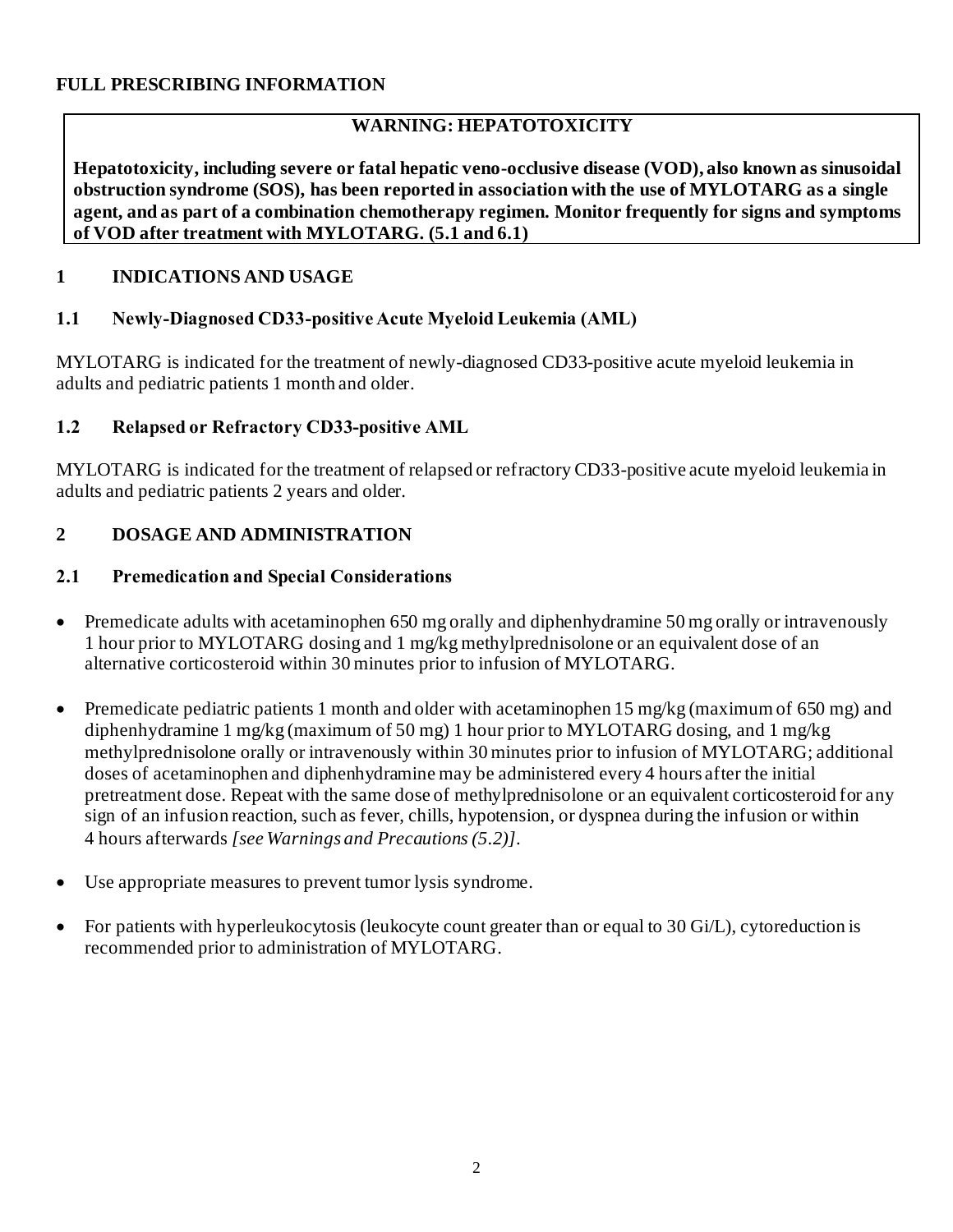## FULL PRESCRIBING INFORMATION

**WARNING: HEPATOTOXICITY**

**Hepatotoxicity, including severe or fatal hepatic veno-occlusive disease (VOD), also known as sinusoidal obstruction syndrome (SOS), has been reported in association with the use of MYLOTARG as a single agent, and as part of a combination chemotherapy regimen. Monitor frequently for signs and symptoms of VOD after treatment with MYLOTARG. (5.1 and 6.1)**

## 1 INDICATIONS AND USAGE

### 1.1 Newly-Diagnosed CD33-positive Acute Myeloid Leukemia (AML)

MYLOTARG is indicated for the treatment of newly-diagnosed CD33-positive acute myeloid leukemia in adults and pediatric patients 1 month and older.

### 1.2 Relapsed or Refractory CD33-positive AML

MYLOTARG is indicated for the treatment of relapsed or refractory CD33-positive acute myeloid leukemia in adults and pediatric patients 2 years and older.

## 2 DOSAGE AND ADMINISTRATION

### 2.1 Premedication and Special Considerations

- Premedicate adults with acetaminophen 650 mg orally and diphenhydramine 50 mg orally or intravenously 1 hour prior to MYLOTARG dosing and 1 mg/kg methylprednisolone or an equivalent dose of an alternative corticosteroid within 30 minutes prior to infusion of MYLOTARG.
- Premedicate pediatric patients 1 month and older with acetaminophen 15 mg/kg (maximum of 650 mg) and diphenhydramine 1 mg/kg (maximum of 50 mg) 1 hour prior to MYLOTARG dosing, and 1 mg/kg methylprednisolone orally or intravenously within 30 minutes prior to infusion of MYLOTARG; additional doses of acetaminophen and diphenhydramine may be administered every 4 hours after the initial pretreatment dose. Repeat with the same dose of methylprednisolone or an equivalent corticosteroid for any sign of an infusion reaction, such as fever, chills, hypotension, or dyspnea during the infusion or within 4 hours afterwards *[see Warnings and Precautions (5.2)]*.
- Use appropriate measures to prevent tumor lysis syndrome.
- For patients with hyperleukocytosis (leukocyte count greater than or equal to 30 Gi/L), cytoreduction is recommended prior to administration of MYLOTARG.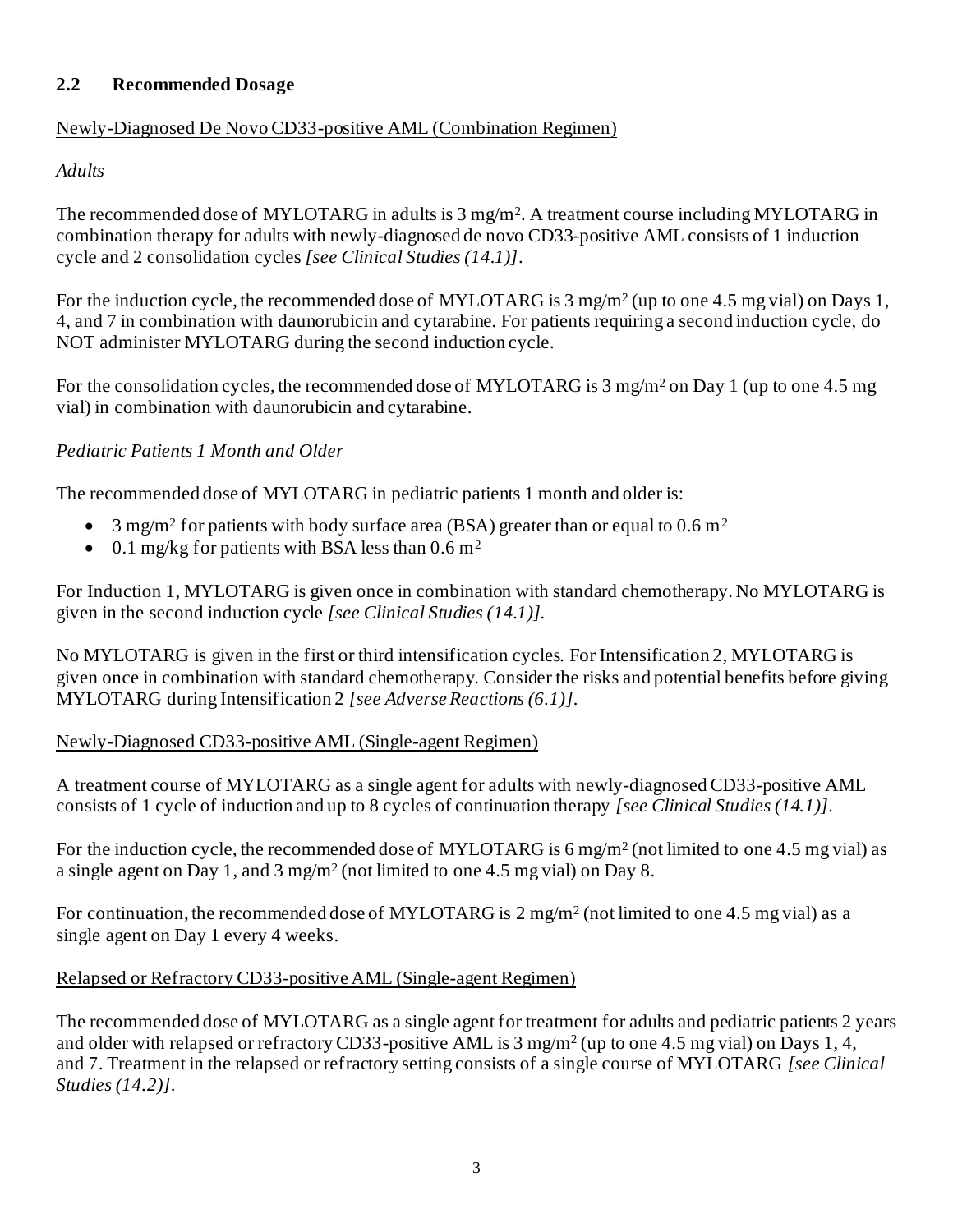## 2.2 Recommended Dosage

Newly-Diagnosed De Novo CD33-positive AML (Combination Regimen)

*Adults*

The recommended dose of MYLOTARG in adults is 3 $mg/m^2$. A treatment course including MYLOTARG in combination therapy for adults with newly-diagnosed de novo CD33-positive AML consists of 1 induction cycle and 2 consolidation cycles *[see Clinical Studies (14.1)]*.

For the induction cycle, the recommended dose of MYLOTARG is 3 $mg/m^2$ (up to one 4.5 mg vial) on Days 1, 4, and 7 in combination with daunorubicin and cytarabine. For patients requiring a second induction cycle, do NOT administer MYLOTARG during the second induction cycle.

For the consolidation cycles, the recommended dose of MYLOTARG is 3 $mg/m^2$ on Day 1 (up to one 4.5 mg vial) in combination with daunorubicin and cytarabine.

*Pediatric Patients 1 Month and Older*

The recommended dose of MYLOTARG in pediatric patients 1 month and older is:

- 3 $mg/m^2$ for patients with body surface area (BSA) greater than or equal to 0.6 $m^2$
- 0.1 mg/kg for patients with BSA less than 0.6 $m^2$

For Induction 1, MYLOTARG is given once in combination with standard chemotherapy. No MYLOTARG is given in the second induction cycle *[see Clinical Studies (14.1)]*.

No MYLOTARG is given in the first or third intensification cycles. For Intensification 2, MYLOTARG is given once in combination with standard chemotherapy. Consider the risks and potential benefits before giving MYLOTARG during Intensification 2 *[see Adverse Reactions (6.1)]*.

Newly-Diagnosed CD33-positive AML (Single-agent Regimen)

A treatment course of MYLOTARG as a single agent for adults with newly-diagnosed CD33-positive AML consists of 1 cycle of induction and up to 8 cycles of continuation therapy *[see Clinical Studies (14.1)]*.

For the induction cycle, the recommended dose of MYLOTARG is 6 $mg/m^2$ (not limited to one 4.5 mg vial) as a single agent on Day 1, and 3 $mg/m^2$ (not limited to one 4.5 mg vial) on Day 8.

For continuation, the recommended dose of MYLOTARG is 2 $mg/m^2$ (not limited to one 4.5 mg vial) as a single agent on Day 1 every 4 weeks.

Relapsed or Refractory CD33-positive AML (Single-agent Regimen)

The recommended dose of MYLOTARG as a single agent for treatment for adults and pediatric patients 2 years and older with relapsed or refractory CD33-positive AML is 3 $mg/m^2$ (up to one 4.5 mg vial) on Days 1, 4, and 7. Treatment in the relapsed or refractory setting consists of a single course of MYLOTARG *[see Clinical Studies (14.2)]*.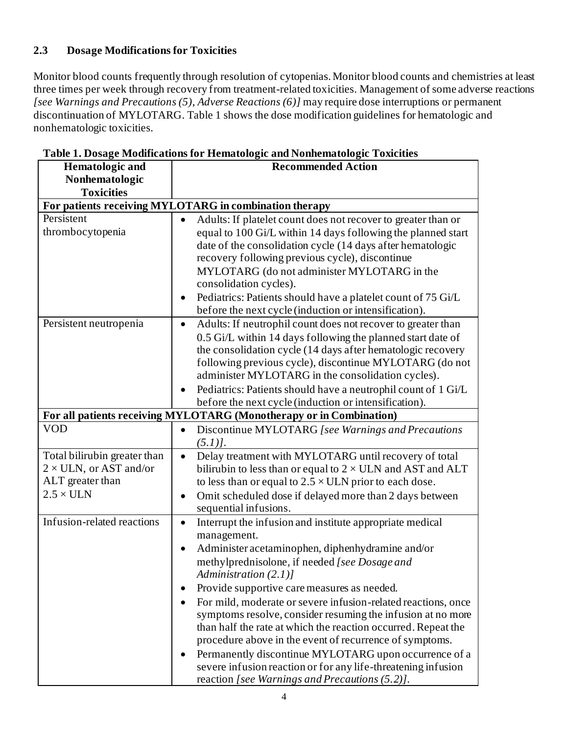### 2.3 Dosage Modifications for Toxicities

Monitor blood counts frequently through resolution of cytopenias. Monitor blood counts and chemistries at least three times per week through recovery from treatment-related toxicities. Management of some adverse reactions *[see Warnings and Precautions (5), Adverse Reactions (6)]* may require dose interruptions or permanent discontinuation of MYLOTARG. Table 1 shows the dose modification guidelines for hematologic and nonhematologic toxicities.

**Table 1. Dosage Modifications for Hematologic and Nonhematologic Toxicities**

| Hematologic and Nonhematologic Toxicities | Recommended Action |
|---|---|
| **For patients receiving MYLOTARG in combination therapy** | |
| Persistent thrombocytopenia | • Adults: If platelet count does not recover to greater than or equal to 100 Gi/L within 14 days following the planned start date of the consolidation cycle (14 days after hematologic recovery following previous cycle), discontinue MYLOTARG (do not administer MYLOTARG in the consolidation cycles).<br>• Pediatrics: Patients should have a platelet count of 75 Gi/L before the next cycle (induction or intensification). |
| Persistent neutropenia | • Adults: If neutrophil count does not recover to greater than 0.5 Gi/L within 14 days following the planned start date of the consolidation cycle (14 days after hematologic recovery following previous cycle), discontinue MYLOTARG (do not administer MYLOTARG in the consolidation cycles).<br>• Pediatrics: Patients should have a neutrophil count of 1 Gi/L before the next cycle (induction or intensification). |
| **For all patients receiving MYLOTARG (Monotherapy or in Combination)** | |
| VOD | • Discontinue MYLOTARG *[see Warnings and Precautions (5.1)]*. |
| Total bilirubin greater than $2 \times$ ULN, or AST and/or ALT greater than $2.5 \times$ ULN | • Delay treatment with MYLOTARG until recovery of total bilirubin to less than or equal to $2 \times$ ULN and AST and ALT to less than or equal to $2.5 \times$ ULN prior to each dose.<br>• Omit scheduled dose if delayed more than 2 days between sequential infusions. |
| Infusion-related reactions | • Interrupt the infusion and institute appropriate medical management.<br>• Administer acetaminophen, diphenhydramine and/or methylprednisolone, if needed *[see Dosage and Administration (2.1)]*<br>• Provide supportive care measures as needed.<br>• For mild, moderate or severe infusion-related reactions, once symptoms resolve, consider resuming the infusion at no more than half the rate at which the reaction occurred. Repeat the procedure above in the event of recurrence of symptoms.<br>• Permanently discontinue MYLOTARG upon occurrence of a severe infusion reaction or for any life-threatening infusion reaction *[see Warnings and Precautions (5.2)]*. |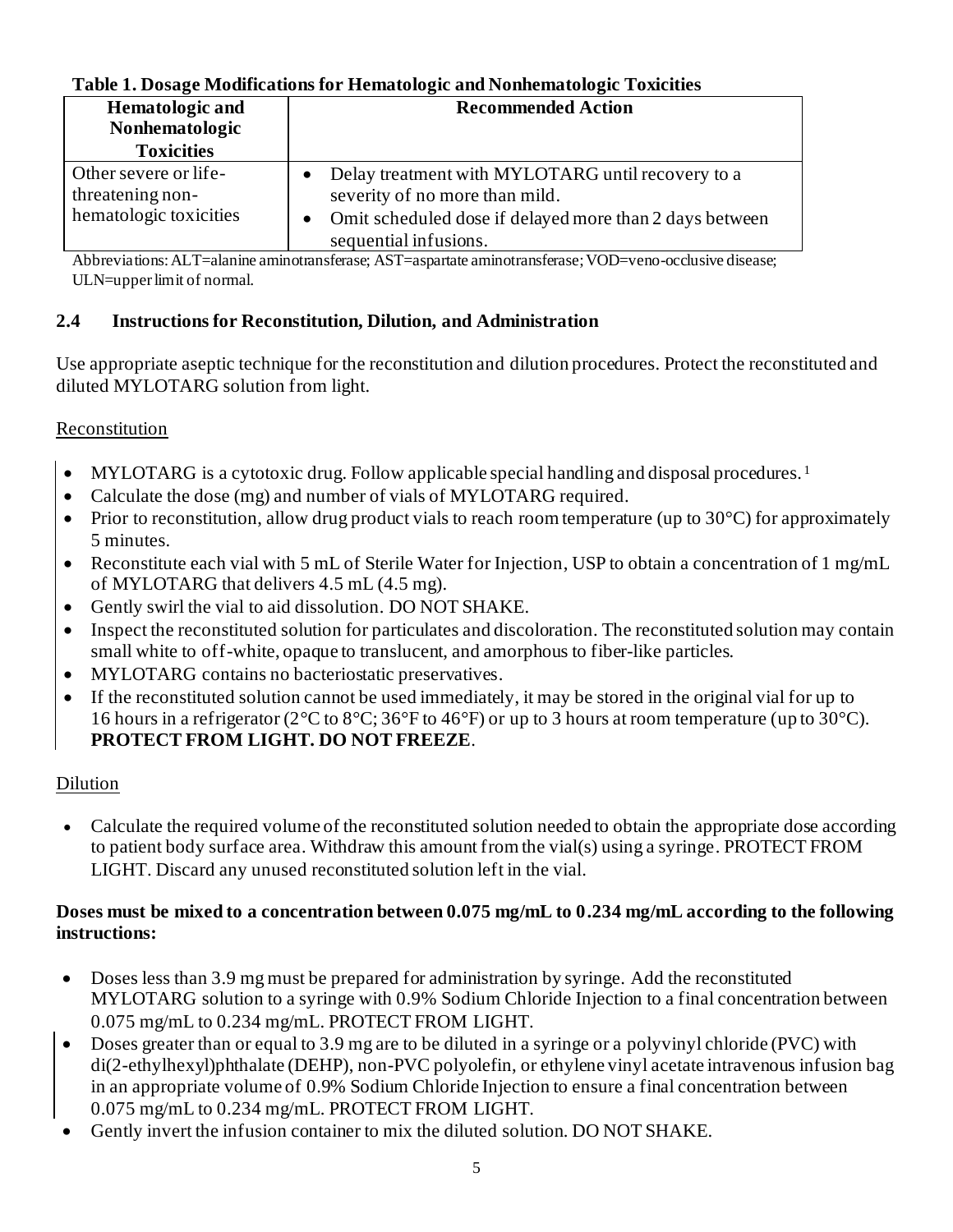**Table 1. Dosage Modifications for Hematologic and Nonhematologic Toxicities**

| Hematologic and Nonhematologic Toxicities | Recommended Action |
|---|---|
| Other severe or life-threatening non-hematologic toxicities | • Delay treatment with MYLOTARG until recovery to a severity of no more than mild.<br>• Omit scheduled dose if delayed more than 2 days between sequential infusions. |

Abbreviations: ALT=alanine aminotransferase; AST=aspartate aminotransferase; VOD=veno-occlusive disease; ULN=upper limit of normal.

## 2.4 Instructions for Reconstitution, Dilution, and Administration

Use appropriate aseptic technique for the reconstitution and dilution procedures. Protect the reconstituted and diluted MYLOTARG solution from light.

Reconstitution

- MYLOTARG is a cytotoxic drug. Follow applicable special handling and disposal procedures.[1]
- Calculate the dose (mg) and number of vials of MYLOTARG required.
- Prior to reconstitution, allow drug product vials to reach room temperature (up to 30°C) for approximately 5 minutes.
- Reconstitute each vial with 5 mL of Sterile Water for Injection, USP to obtain a concentration of 1 mg/mL of MYLOTARG that delivers 4.5 mL (4.5 mg).
- Gently swirl the vial to aid dissolution. DO NOT SHAKE.
- Inspect the reconstituted solution for particulates and discoloration. The reconstituted solution may contain small white to off-white, opaque to translucent, and amorphous to fiber-like particles.
- MYLOTARG contains no bacteriostatic preservatives.
- If the reconstituted solution cannot be used immediately, it may be stored in the original vial for up to 16 hours in a refrigerator (2°C to 8°C; 36°F to 46°F) or up to 3 hours at room temperature (up to 30°C). **PROTECT FROM LIGHT. DO NOT FREEZE**.

Dilution

- Calculate the required volume of the reconstituted solution needed to obtain the appropriate dose according to patient body surface area. Withdraw this amount from the vial(s) using a syringe. PROTECT FROM LIGHT. Discard any unused reconstituted solution left in the vial.

**Doses must be mixed to a concentration between 0.075 mg/mL to 0.234 mg/mL according to the following instructions:**

- Doses less than 3.9 mg must be prepared for administration by syringe. Add the reconstituted MYLOTARG solution to a syringe with 0.9% Sodium Chloride Injection to a final concentration between 0.075 mg/mL to 0.234 mg/mL. PROTECT FROM LIGHT.
- Doses greater than or equal to 3.9 mg are to be diluted in a syringe or a polyvinyl chloride (PVC) with di(2-ethylhexyl)phthalate (DEHP), non-PVC polyolefin, or ethylene vinyl acetate intravenous infusion bag in an appropriate volume of 0.9% Sodium Chloride Injection to ensure a final concentration between 0.075 mg/mL to 0.234 mg/mL. PROTECT FROM LIGHT.
- Gently invert the infusion container to mix the diluted solution. DO NOT SHAKE.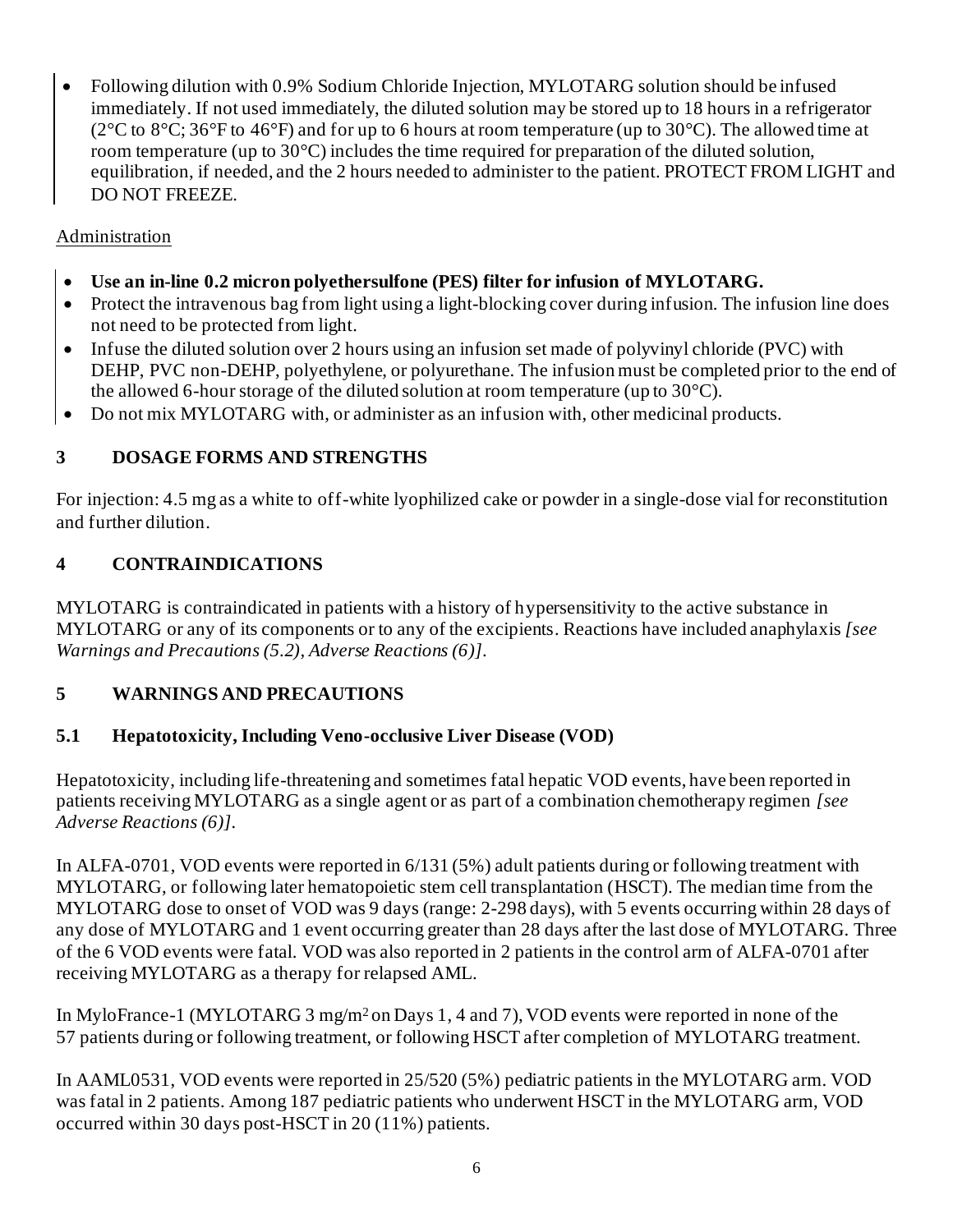- Following dilution with 0.9% Sodium Chloride Injection, MYLOTARG solution should be infused immediately. If not used immediately, the diluted solution may be stored up to 18 hours in a refrigerator (2°C to 8°C; 36°F to 46°F) and for up to 6 hours at room temperature (up to 30°C). The allowed time at room temperature (up to 30°C) includes the time required for preparation of the diluted solution, equilibration, if needed, and the 2 hours needed to administer to the patient. PROTECT FROM LIGHT and DO NOT FREEZE.

Administration

- **Use an in-line 0.2 micron polyethersulfone (PES) filter for infusion of MYLOTARG.**
- Protect the intravenous bag from light using a light-blocking cover during infusion. The infusion line does not need to be protected from light.
- Infuse the diluted solution over 2 hours using an infusion set made of polyvinyl chloride (PVC) with DEHP, PVC non-DEHP, polyethylene, or polyurethane. The infusion must be completed prior to the end of the allowed 6-hour storage of the diluted solution at room temperature (up to 30°C).
- Do not mix MYLOTARG with, or administer as an infusion with, other medicinal products.

## 3 DOSAGE FORMS AND STRENGTHS

For injection: 4.5 mg as a white to off-white lyophilized cake or powder in a single-dose vial for reconstitution and further dilution.

## 4 CONTRAINDICATIONS

MYLOTARG is contraindicated in patients with a history of hypersensitivity to the active substance in MYLOTARG or any of its components or to any of the excipients. Reactions have included anaphylaxis *[see Warnings and Precautions (5.2), Adverse Reactions (6)]*.

## 5 WARNINGS AND PRECAUTIONS

### 5.1 Hepatotoxicity, Including Veno-occlusive Liver Disease (VOD)

Hepatotoxicity, including life-threatening and sometimes fatal hepatic VOD events, have been reported in patients receiving MYLOTARG as a single agent or as part of a combination chemotherapy regimen *[see Adverse Reactions (6)]*.

In ALFA-0701, VOD events were reported in 6/131 (5%) adult patients during or following treatment with MYLOTARG, or following later hematopoietic stem cell transplantation (HSCT). The median time from the MYLOTARG dose to onset of VOD was 9 days (range: 2-298 days), with 5 events occurring within 28 days of any dose of MYLOTARG and 1 event occurring greater than 28 days after the last dose of MYLOTARG. Three of the 6 VOD events were fatal. VOD was also reported in 2 patients in the control arm of ALFA-0701 after receiving MYLOTARG as a therapy for relapsed AML.

In MyloFrance-1 (MYLOTARG 3 mg/m$^2$ on Days 1, 4 and 7), VOD events were reported in none of the 57 patients during or following treatment, or following HSCT after completion of MYLOTARG treatment.

In AAML0531, VOD events were reported in 25/520 (5%) pediatric patients in the MYLOTARG arm. VOD was fatal in 2 patients. Among 187 pediatric patients who underwent HSCT in the MYLOTARG arm, VOD occurred within 30 days post-HSCT in 20 (11%) patients.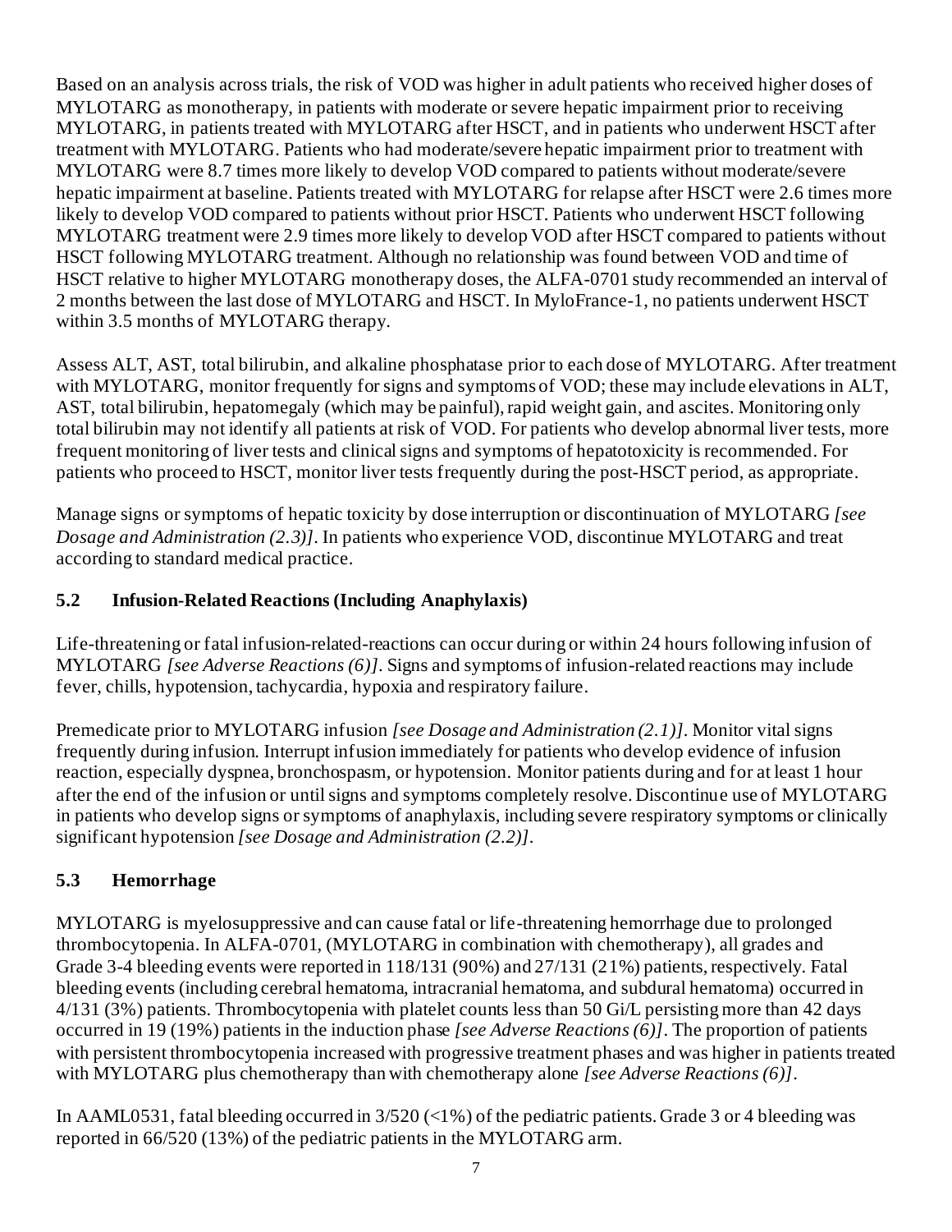Based on an analysis across trials, the risk of VOD was higher in adult patients who received higher doses of MYLOTARG as monotherapy, in patients with moderate or severe hepatic impairment prior to receiving MYLOTARG, in patients treated with MYLOTARG after HSCT, and in patients who underwent HSCT after treatment with MYLOTARG. Patients who had moderate/severe hepatic impairment prior to treatment with MYLOTARG were 8.7 times more likely to develop VOD compared to patients without moderate/severe hepatic impairment at baseline. Patients treated with MYLOTARG for relapse after HSCT were 2.6 times more likely to develop VOD compared to patients without prior HSCT. Patients who underwent HSCT following MYLOTARG treatment were 2.9 times more likely to develop VOD after HSCT compared to patients without HSCT following MYLOTARG treatment. Although no relationship was found between VOD and time of HSCT relative to higher MYLOTARG monotherapy doses, the ALFA-0701 study recommended an interval of 2 months between the last dose of MYLOTARG and HSCT. In MyloFrance-1, no patients underwent HSCT within 3.5 months of MYLOTARG therapy.

Assess ALT, AST, total bilirubin, and alkaline phosphatase prior to each dose of MYLOTARG. After treatment with MYLOTARG, monitor frequently for signs and symptoms of VOD; these may include elevations in ALT, AST, total bilirubin, hepatomegaly (which may be painful), rapid weight gain, and ascites. Monitoring only total bilirubin may not identify all patients at risk of VOD. For patients who develop abnormal liver tests, more frequent monitoring of liver tests and clinical signs and symptoms of hepatotoxicity is recommended. For patients who proceed to HSCT, monitor liver tests frequently during the post-HSCT period, as appropriate.

Manage signs or symptoms of hepatic toxicity by dose interruption or discontinuation of MYLOTARG *[see Dosage and Administration (2.3)]*. In patients who experience VOD, discontinue MYLOTARG and treat according to standard medical practice.

### 5.2 Infusion-Related Reactions (Including Anaphylaxis)

Life-threatening or fatal infusion-related-reactions can occur during or within 24 hours following infusion of MYLOTARG *[see Adverse Reactions (6)]*. Signs and symptoms of infusion-related reactions may include fever, chills, hypotension, tachycardia, hypoxia and respiratory failure.

Premedicate prior to MYLOTARG infusion *[see Dosage and Administration (2.1)]*. Monitor vital signs frequently during infusion. Interrupt infusion immediately for patients who develop evidence of infusion reaction, especially dyspnea, bronchospasm, or hypotension. Monitor patients during and for at least 1 hour after the end of the infusion or until signs and symptoms completely resolve. Discontinue use of MYLOTARG in patients who develop signs or symptoms of anaphylaxis, including severe respiratory symptoms or clinically significant hypotension *[see Dosage and Administration (2.2)]*.

### 5.3 Hemorrhage

MYLOTARG is myelosuppressive and can cause fatal or life-threatening hemorrhage due to prolonged thrombocytopenia. In ALFA-0701, (MYLOTARG in combination with chemotherapy), all grades and Grade 3-4 bleeding events were reported in 118/131 (90%) and 27/131 (21%) patients, respectively. Fatal bleeding events (including cerebral hematoma, intracranial hematoma, and subdural hematoma) occurred in 4/131 (3%) patients. Thrombocytopenia with platelet counts less than 50 Gi/L persisting more than 42 days occurred in 19 (19%) patients in the induction phase *[see Adverse Reactions (6)]*. The proportion of patients with persistent thrombocytopenia increased with progressive treatment phases and was higher in patients treated with MYLOTARG plus chemotherapy than with chemotherapy alone *[see Adverse Reactions (6)]*.

In AAML0531, fatal bleeding occurred in 3/520 (<1%) of the pediatric patients. Grade 3 or 4 bleeding was reported in 66/520 (13%) of the pediatric patients in the MYLOTARG arm.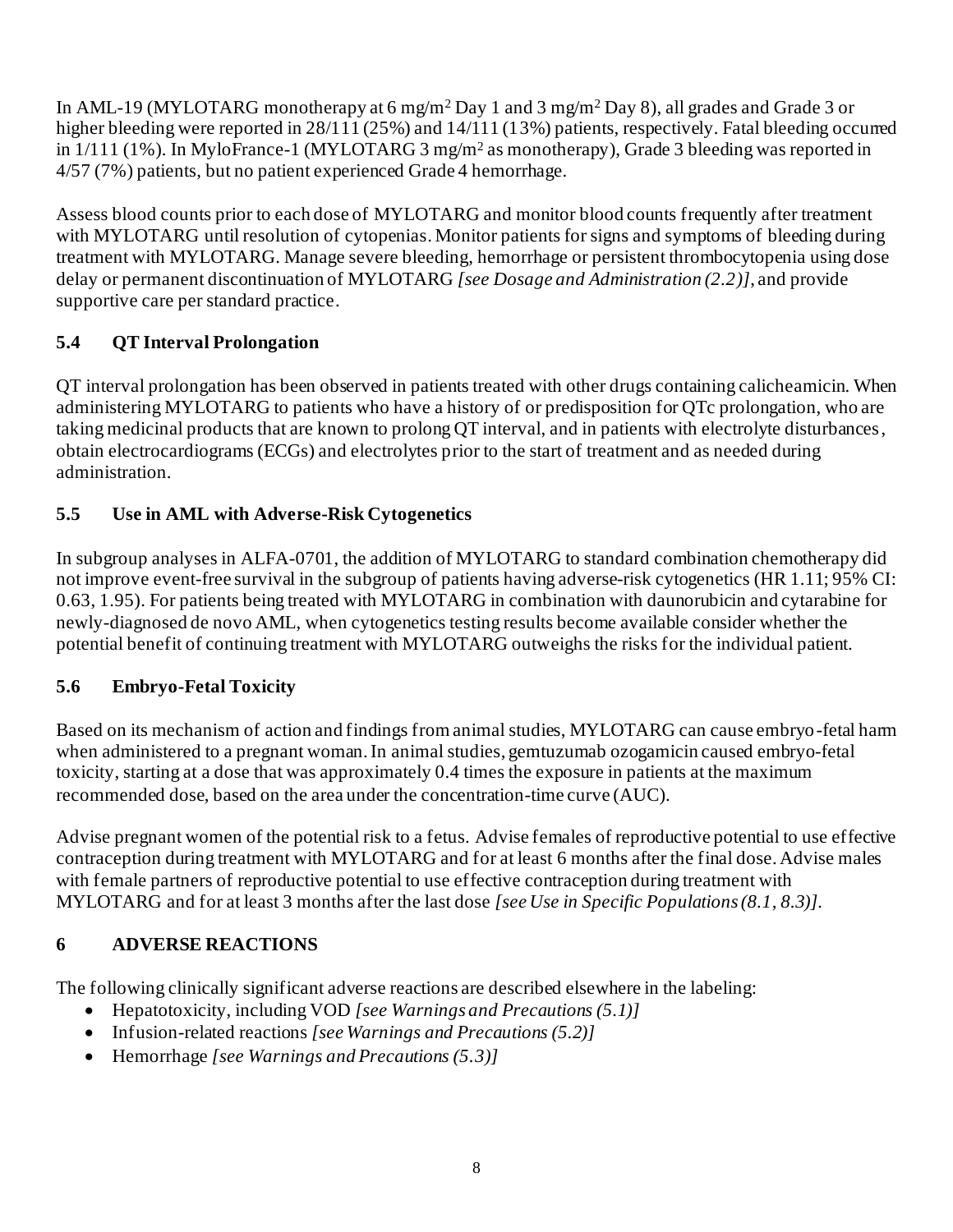In AML-19 (MYLOTARG monotherapy at 6 mg/m$^2$ Day 1 and 3 mg/m$^2$ Day 8), all grades and Grade 3 or higher bleeding were reported in 28/111 (25%) and 14/111 (13%) patients, respectively. Fatal bleeding occurred in 1/111 (1%). In MyloFrance-1 (MYLOTARG 3 mg/m$^2$ as monotherapy), Grade 3 bleeding was reported in 4/57 (7%) patients, but no patient experienced Grade 4 hemorrhage.

Assess blood counts prior to each dose of MYLOTARG and monitor blood counts frequently after treatment with MYLOTARG until resolution of cytopenias. Monitor patients for signs and symptoms of bleeding during treatment with MYLOTARG. Manage severe bleeding, hemorrhage or persistent thrombocytopenia using dose delay or permanent discontinuation of MYLOTARG *[see Dosage and Administration (2.2)]*, and provide supportive care per standard practice.

### 5.4 QT Interval Prolongation

QT interval prolongation has been observed in patients treated with other drugs containing calicheamicin. When administering MYLOTARG to patients who have a history of or predisposition for QTc prolongation, who are taking medicinal products that are known to prolong QT interval, and in patients with electrolyte disturbances, obtain electrocardiograms (ECGs) and electrolytes prior to the start of treatment and as needed during administration.

### 5.5 Use in AML with Adverse-Risk Cytogenetics

In subgroup analyses in ALFA-0701, the addition of MYLOTARG to standard combination chemotherapy did not improve event-free survival in the subgroup of patients having adverse-risk cytogenetics (HR 1.11; 95% CI: 0.63, 1.95). For patients being treated with MYLOTARG in combination with daunorubicin and cytarabine for newly-diagnosed de novo AML, when cytogenetics testing results become available consider whether the potential benefit of continuing treatment with MYLOTARG outweighs the risks for the individual patient.

### 5.6 Embryo-Fetal Toxicity

Based on its mechanism of action and findings from animal studies, MYLOTARG can cause embryo-fetal harm when administered to a pregnant woman. In animal studies, gemtuzumab ozogamicin caused embryo-fetal toxicity, starting at a dose that was approximately 0.4 times the exposure in patients at the maximum recommended dose, based on the area under the concentration-time curve (AUC).

Advise pregnant women of the potential risk to a fetus. Advise females of reproductive potential to use effective contraception during treatment with MYLOTARG and for at least 6 months after the final dose. Advise males with female partners of reproductive potential to use effective contraception during treatment with MYLOTARG and for at least 3 months after the last dose *[see Use in Specific Populations (8.1, 8.3)]*.

## 6 ADVERSE REACTIONS

The following clinically significant adverse reactions are described elsewhere in the labeling:

- Hepatotoxicity, including VOD *[see Warnings and Precautions (5.1)]*
- Infusion-related reactions *[see Warnings and Precautions (5.2)]*
- Hemorrhage *[see Warnings and Precautions (5.3)]*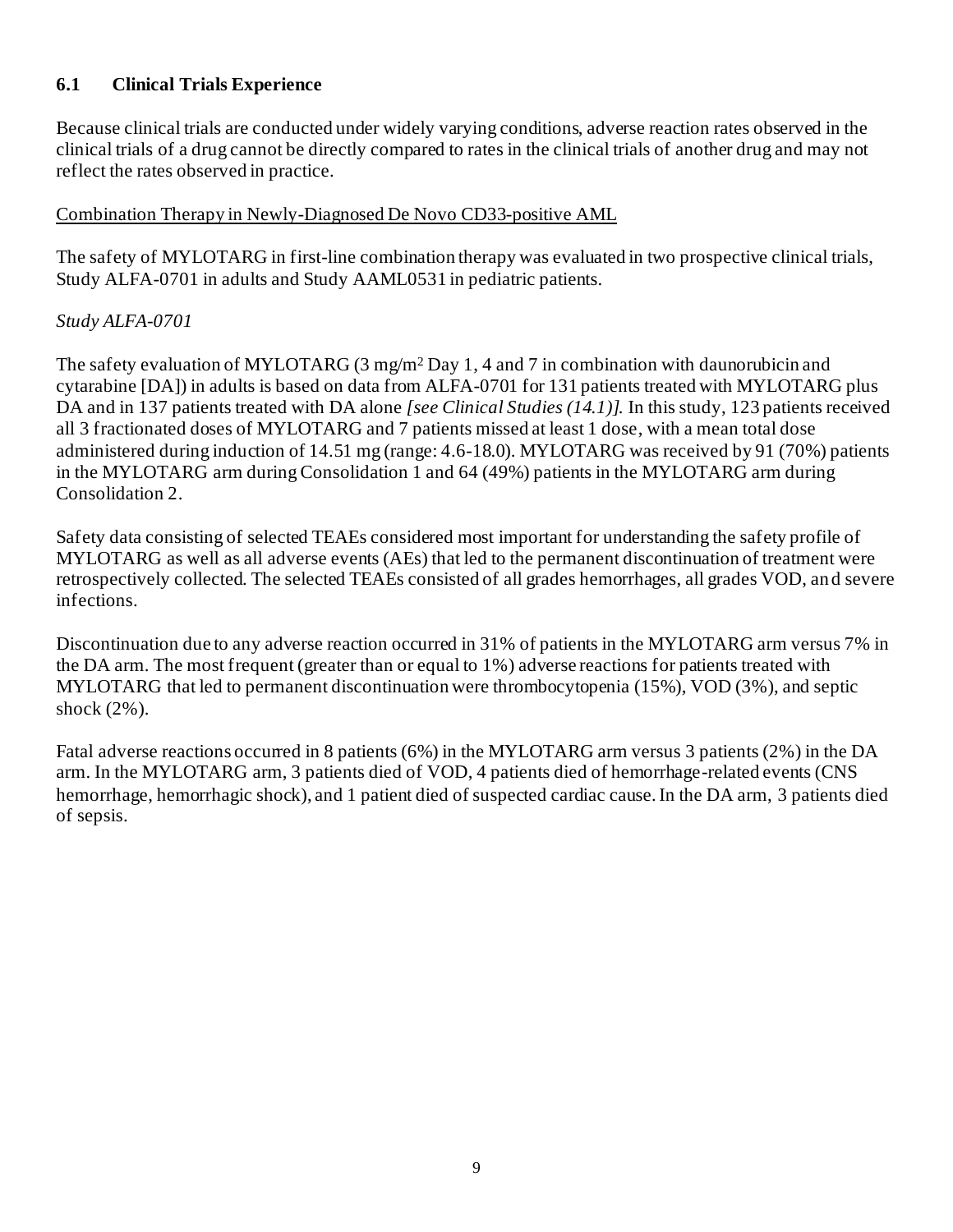### 6.1 Clinical Trials Experience

Because clinical trials are conducted under widely varying conditions, adverse reaction rates observed in the clinical trials of a drug cannot be directly compared to rates in the clinical trials of another drug and may not reflect the rates observed in practice.

Combination Therapy in Newly-Diagnosed De Novo CD33-positive AML

The safety of MYLOTARG in first-line combination therapy was evaluated in two prospective clinical trials, Study ALFA-0701 in adults and Study AAML0531 in pediatric patients.

*Study ALFA-0701*

The safety evaluation of MYLOTARG (3 $mg/m^2$ Day 1, 4 and 7 in combination with daunorubicin and cytarabine [DA]) in adults is based on data from ALFA-0701 for 131 patients treated with MYLOTARG plus DA and in 137 patients treated with DA alone *[see Clinical Studies (14.1)].* In this study, 123 patients received all 3 fractionated doses of MYLOTARG and 7 patients missed at least 1 dose, with a mean total dose administered during induction of 14.51 mg (range: 4.6-18.0). MYLOTARG was received by 91 (70%) patients in the MYLOTARG arm during Consolidation 1 and 64 (49%) patients in the MYLOTARG arm during Consolidation 2.

Safety data consisting of selected TEAEs considered most important for understanding the safety profile of MYLOTARG as well as all adverse events (AEs) that led to the permanent discontinuation of treatment were retrospectively collected. The selected TEAEs consisted of all grades hemorrhages, all grades VOD, and severe infections.

Discontinuation due to any adverse reaction occurred in 31% of patients in the MYLOTARG arm versus 7% in the DA arm. The most frequent (greater than or equal to 1%) adverse reactions for patients treated with MYLOTARG that led to permanent discontinuation were thrombocytopenia (15%), VOD (3%), and septic shock (2%).

Fatal adverse reactions occurred in 8 patients (6%) in the MYLOTARG arm versus 3 patients (2%) in the DA arm. In the MYLOTARG arm, 3 patients died of VOD, 4 patients died of hemorrhage-related events (CNS hemorrhage, hemorrhagic shock), and 1 patient died of suspected cardiac cause. In the DA arm, 3 patients died of sepsis.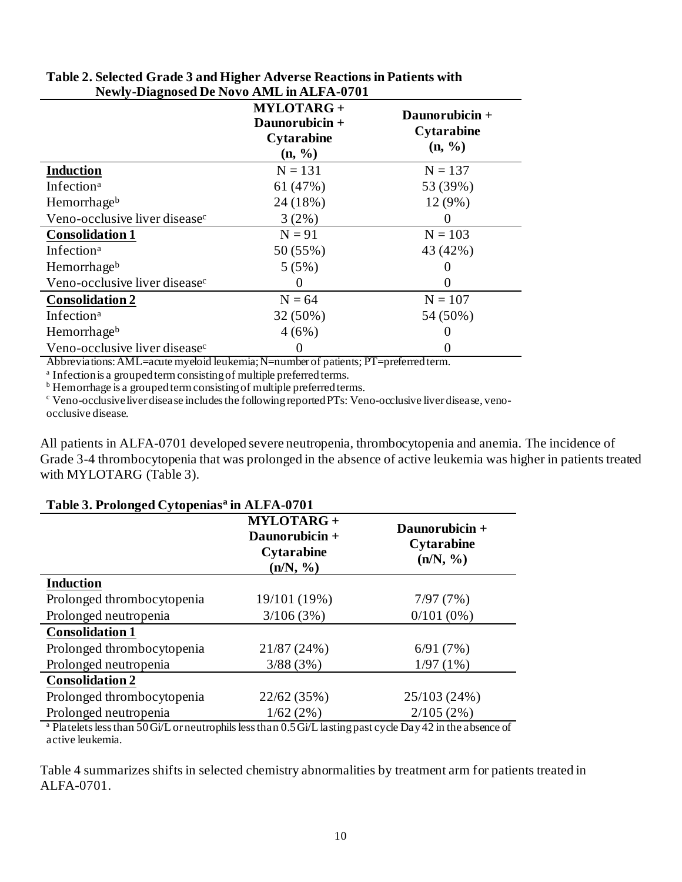**Table 2. Selected Grade 3 and Higher Adverse Reactions in Patients with Newly-Diagnosed De Novo AML in ALFA-0701**

| | MYLOTARG + Daunorubicin + Cytarabine (n, %) | Daunorubicin + Cytarabine (n, %) |
|---|---|---|
| **Induction** | N = 131 | N = 137 |
| Infection[a] | 61 (47%) | 53 (39%) |
| Hemorrhage[b] | 24 (18%) | 12 (9%) |
| Veno-occlusive liver disease[c] | 3 (2%) | 0 |
| **Consolidation 1** | N = 91 | N = 103 |
| Infection[a] | 50 (55%) | 43 (42%) |
| Hemorrhage[b] | 5 (5%) | 0 |
| Veno-occlusive liver disease[c] | 0 | 0 |
| **Consolidation 2** | N = 64 | N = 107 |
| Infection[a] | 32 (50%) | 54 (50%) |
| Hemorrhage[b] | 4 (6%) | 0 |
| Veno-occlusive liver disease[c] | 0 | 0 |

Abbreviations: AML=acute myeloid leukemia; N=number of patients; PT=preferred term.

[a] Infection is a grouped term consisting of multiple preferred terms.

[b] Hemorrhage is a grouped term consisting of multiple preferred terms.

[c] Veno-occlusive liver disease includes the following reported PTs: Veno-occlusive liver disease, veno-occlusive disease.

All patients in ALFA-0701 developed severe neutropenia, thrombocytopenia and anemia. The incidence of Grade 3-4 thrombocytopenia that was prolonged in the absence of active leukemia was higher in patients treated with MYLOTARG (Table 3).

**Table 3. Prolonged Cytopenias[a] in ALFA-0701**

| | MYLOTARG + Daunorubicin + Cytarabine (n/N, %) | Daunorubicin + Cytarabine (n/N, %) |
|---|---|---|
| **Induction** | | |
| Prolonged thrombocytopenia | 19/101 (19%) | 7/97 (7%) |
| Prolonged neutropenia | 3/106 (3%) | 0/101 (0%) |
| **Consolidation 1** | | |
| Prolonged thrombocytopenia | 21/87 (24%) | 6/91 (7%) |
| Prolonged neutropenia | 3/88 (3%) | 1/97 (1%) |
| **Consolidation 2** | | |
| Prolonged thrombocytopenia | 22/62 (35%) | 25/103 (24%) |
| Prolonged neutropenia | 1/62 (2%) | 2/105 (2%) |

[a] Platelets less than 50 Gi/L or neutrophils less than 0.5 Gi/L lasting past cycle Day 42 in the absence of active leukemia.

Table 4 summarizes shifts in selected chemistry abnormalities by treatment arm for patients treated in ALFA-0701.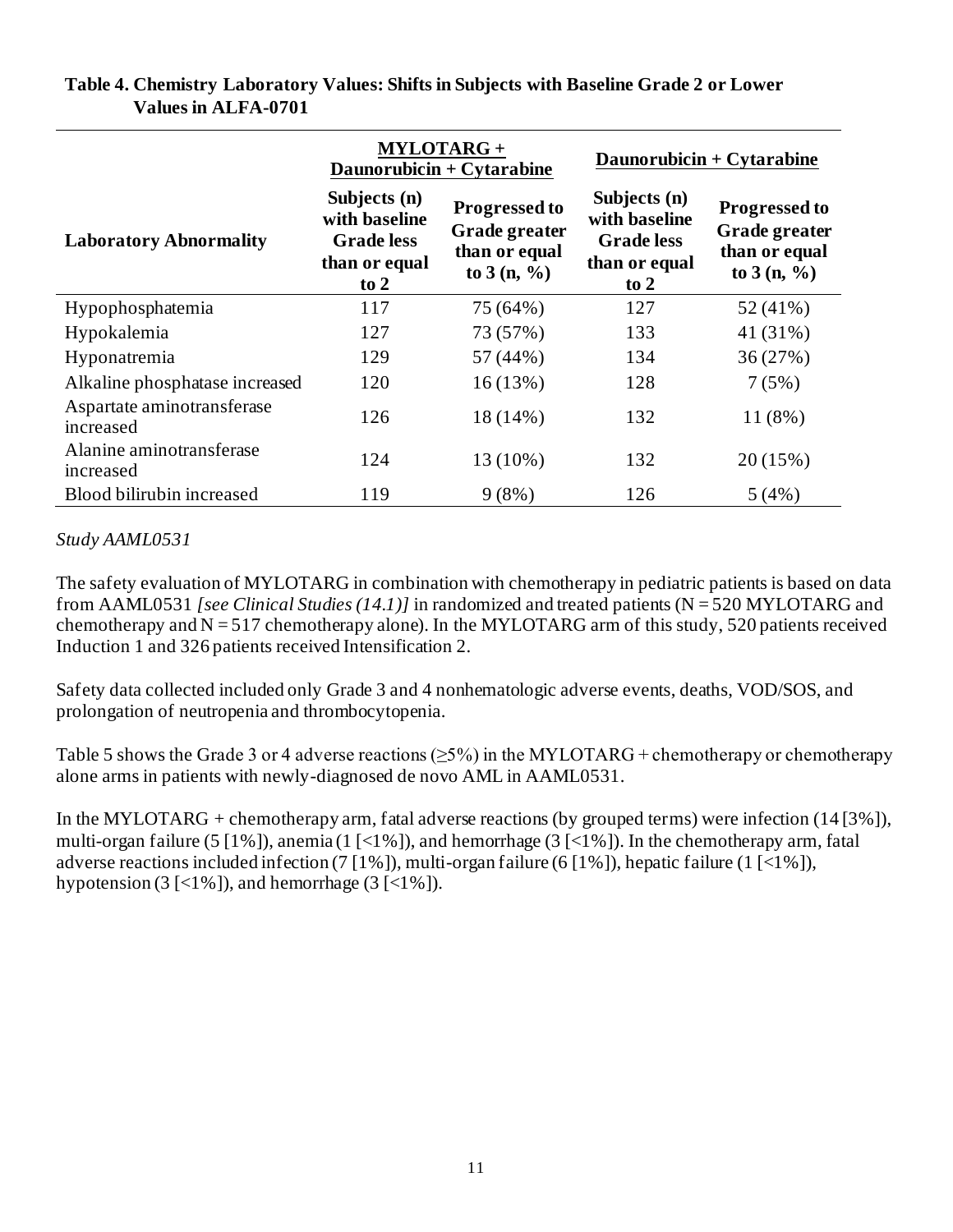**Table 4. Chemistry Laboratory Values: Shifts in Subjects with Baseline Grade 2 or Lower Values in ALFA-0701**

| Laboratory Abnormality | MYLOTARG + Daunorubicin + Cytarabine | | Daunorubicin + Cytarabine | |
|---|---|---|---|---|
| | Subjects (n) with baseline Grade less than or equal to 2 | Progressed to Grade greater than or equal to 3 (n, %) | Subjects (n) with baseline Grade less than or equal to 2 | Progressed to Grade greater than or equal to 3 (n, %) |
| Hypophosphatemia | 117 | 75 (64%) | 127 | 52 (41%) |
| Hypokalemia | 127 | 73 (57%) | 133 | 41 (31%) |
| Hyponatremia | 129 | 57 (44%) | 134 | 36 (27%) |
| Alkaline phosphatase increased | 120 | 16 (13%) | 128 | 7 (5%) |
| Aspartate aminotransferase increased | 126 | 18 (14%) | 132 | 11 (8%) |
| Alanine aminotransferase increased | 124 | 13 (10%) | 132 | 20 (15%) |
| Blood bilirubin increased | 119 | 9 (8%) | 126 | 5 (4%) |

*Study AAML0531*

The safety evaluation of MYLOTARG in combination with chemotherapy in pediatric patients is based on data from AAML0531 *[see Clinical Studies (14.1)]* in randomized and treated patients (N = 520 MYLOTARG and chemotherapy and N = 517 chemotherapy alone). In the MYLOTARG arm of this study, 520 patients received Induction 1 and 326 patients received Intensification 2.

Safety data collected included only Grade 3 and 4 nonhematologic adverse events, deaths, VOD/SOS, and prolongation of neutropenia and thrombocytopenia.

Table 5 shows the Grade 3 or 4 adverse reactions (≥5%) in the MYLOTARG + chemotherapy or chemotherapy alone arms in patients with newly-diagnosed de novo AML in AAML0531.

In the MYLOTARG + chemotherapy arm, fatal adverse reactions (by grouped terms) were infection (14 [3%]), multi-organ failure (5 [1%]), anemia (1 [<1%]), and hemorrhage (3 [<1%]). In the chemotherapy arm, fatal adverse reactions included infection (7 [1%]), multi-organ failure (6 [1%]), hepatic failure (1 [<1%]), hypotension (3 [<1%]), and hemorrhage (3 [<1%]).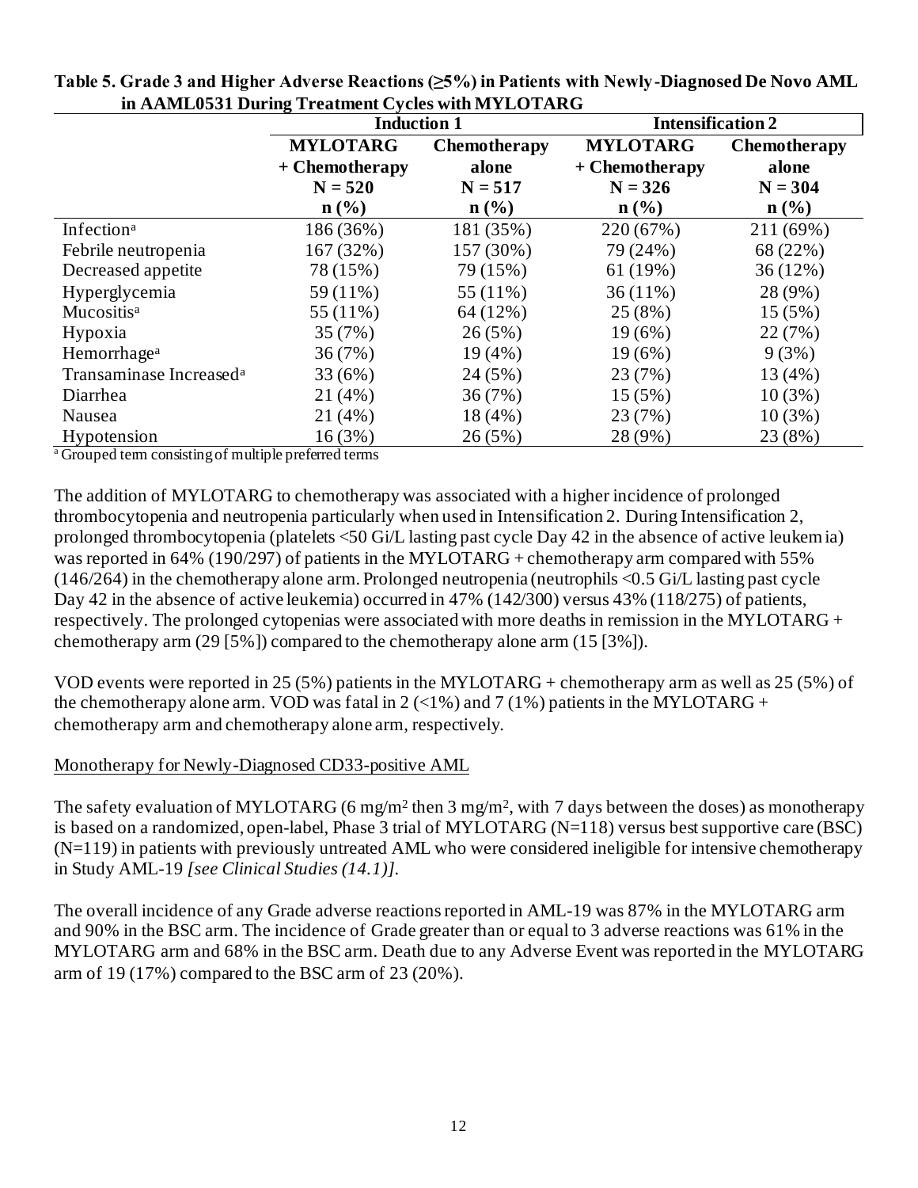**Table 5. Grade 3 and Higher Adverse Reactions (≥5%) in Patients with Newly-Diagnosed De Novo AML in AAML0531 During Treatment Cycles with MYLOTARG**

| | Induction 1 | | Intensification 2 | |
|---|---|---|---|---|
| | MYLOTARG + Chemotherapy N = 520 n (%) | Chemotherapy alone N = 517 n (%) | MYLOTARG + Chemotherapy N = 326 n (%) | Chemotherapy alone N = 304 n (%) |
| Infection[a] | 186 (36%) | 181 (35%) | 220 (67%) | 211 (69%) |
| Febrile neutropenia | 167 (32%) | 157 (30%) | 79 (24%) | 68 (22%) |
| Decreased appetite | 78 (15%) | 79 (15%) | 61 (19%) | 36 (12%) |
| Hyperglycemia | 59 (11%) | 55 (11%) | 36 (11%) | 28 (9%) |
| Mucositis[a] | 55 (11%) | 64 (12%) | 25 (8%) | 15 (5%) |
| Hypoxia | 35 (7%) | 26 (5%) | 19 (6%) | 22 (7%) |
| Hemorrhage[a] | 36 (7%) | 19 (4%) | 19 (6%) | 9 (3%) |
| Transaminase Increased[a] | 33 (6%) | 24 (5%) | 23 (7%) | 13 (4%) |
| Diarrhea | 21 (4%) | 36 (7%) | 15 (5%) | 10 (3%) |
| Nausea | 21 (4%) | 18 (4%) | 23 (7%) | 10 (3%) |
| Hypotension | 16 (3%) | 26 (5%) | 28 (9%) | 23 (8%) |

[a] Grouped term consisting of multiple preferred terms

The addition of MYLOTARG to chemotherapy was associated with a higher incidence of prolonged thrombocytopenia and neutropenia particularly when used in Intensification 2. During Intensification 2, prolonged thrombocytopenia (platelets <50 Gi/L lasting past cycle Day 42 in the absence of active leukemia) was reported in 64% (190/297) of patients in the MYLOTARG + chemotherapy arm compared with 55% (146/264) in the chemotherapy alone arm. Prolonged neutropenia (neutrophils <0.5 Gi/L lasting past cycle Day 42 in the absence of active leukemia) occurred in 47% (142/300) versus 43% (118/275) of patients, respectively. The prolonged cytopenias were associated with more deaths in remission in the MYLOTARG + chemotherapy arm (29 [5%]) compared to the chemotherapy alone arm (15 [3%]).

VOD events were reported in 25 (5%) patients in the MYLOTARG + chemotherapy arm as well as 25 (5%) of the chemotherapy alone arm. VOD was fatal in 2 (<1%) and 7 (1%) patients in the MYLOTARG + chemotherapy arm and chemotherapy alone arm, respectively.

Monotherapy for Newly-Diagnosed CD33-positive AML

The safety evaluation of MYLOTARG (6 $mg/m^2$ then 3 $mg/m^2$, with 7 days between the doses) as monotherapy is based on a randomized, open-label, Phase 3 trial of MYLOTARG (N=118) versus best supportive care (BSC) (N=119) in patients with previously untreated AML who were considered ineligible for intensive chemotherapy in Study AML-19 *[see Clinical Studies (14.1)]*.

The overall incidence of any Grade adverse reactions reported in AML-19 was 87% in the MYLOTARG arm and 90% in the BSC arm. The incidence of Grade greater than or equal to 3 adverse reactions was 61% in the MYLOTARG arm and 68% in the BSC arm. Death due to any Adverse Event was reported in the MYLOTARG arm of 19 (17%) compared to the BSC arm of 23 (20%).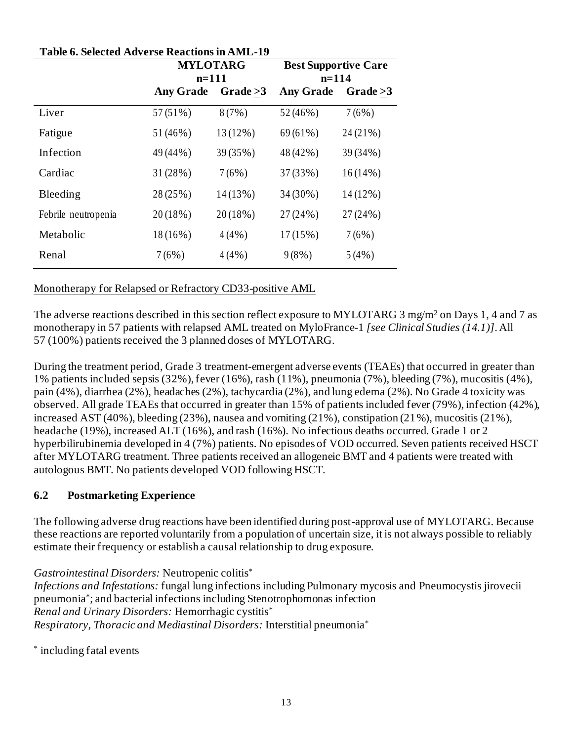**Table 6. Selected Adverse Reactions in AML-19**

| | MYLOTARG n=111 | | Best Supportive Care n=114 | |
|---|---|---|---|---|
| | **Any Grade** | **Grade ≥3** | **Any Grade** | **Grade ≥3** |
| Liver | 57 (51%) | 8 (7%) | 52 (46%) | 7 (6%) |
| Fatigue | 51 (46%) | 13 (12%) | 69 (61%) | 24 (21%) |
| Infection | 49 (44%) | 39 (35%) | 48 (42%) | 39 (34%) |
| Cardiac | 31 (28%) | 7 (6%) | 37 (33%) | 16 (14%) |
| Bleeding | 28 (25%) | 14 (13%) | 34 (30%) | 14 (12%) |
| Febrile neutropenia | 20 (18%) | 20 (18%) | 27 (24%) | 27 (24%) |
| Metabolic | 18 (16%) | 4 (4%) | 17 (15%) | 7 (6%) |
| Renal | 7 (6%) | 4 (4%) | 9 (8%) | 5 (4%) |

Monotherapy for Relapsed or Refractory CD33-positive AML

The adverse reactions described in this section reflect exposure to MYLOTARG 3 mg/m$^2$ on Days 1, 4 and 7 as monotherapy in 57 patients with relapsed AML treated on MyloFrance-1 *[see Clinical Studies (14.1)]*. All 57 (100%) patients received the 3 planned doses of MYLOTARG.

During the treatment period, Grade 3 treatment-emergent adverse events (TEAEs) that occurred in greater than 1% patients included sepsis (32%), fever (16%), rash (11%), pneumonia (7%), bleeding (7%), mucositis (4%), pain (4%), diarrhea (2%), headaches (2%), tachycardia (2%), and lung edema (2%). No Grade 4 toxicity was observed. All grade TEAEs that occurred in greater than 15% of patients included fever (79%), infection (42%), increased AST (40%), bleeding (23%), nausea and vomiting (21%), constipation (21%), mucositis (21%), headache (19%), increased ALT (16%), and rash (16%). No infectious deaths occurred. Grade 1 or 2 hyperbilirubinemia developed in 4 (7%) patients. No episodes of VOD occurred. Seven patients received HSCT after MYLOTARG treatment. Three patients received an allogeneic BMT and 4 patients were treated with autologous BMT. No patients developed VOD following HSCT.

### 6.2 Postmarketing Experience

The following adverse drug reactions have been identified during post-approval use of MYLOTARG. Because these reactions are reported voluntarily from a population of uncertain size, it is not always possible to reliably estimate their frequency or establish a causal relationship to drug exposure.

*Gastrointestinal Disorders:* Neutropenic colitis*
*Infections and Infestations:* fungal lung infections including Pulmonary mycosis and Pneumocystis jirovecii pneumonia*; and bacterial infections including Stenotrophomonas infection
*Renal and Urinary Disorders:* Hemorrhagic cystitis*
*Respiratory, Thoracic and Mediastinal Disorders:* Interstitial pneumonia*

* including fatal events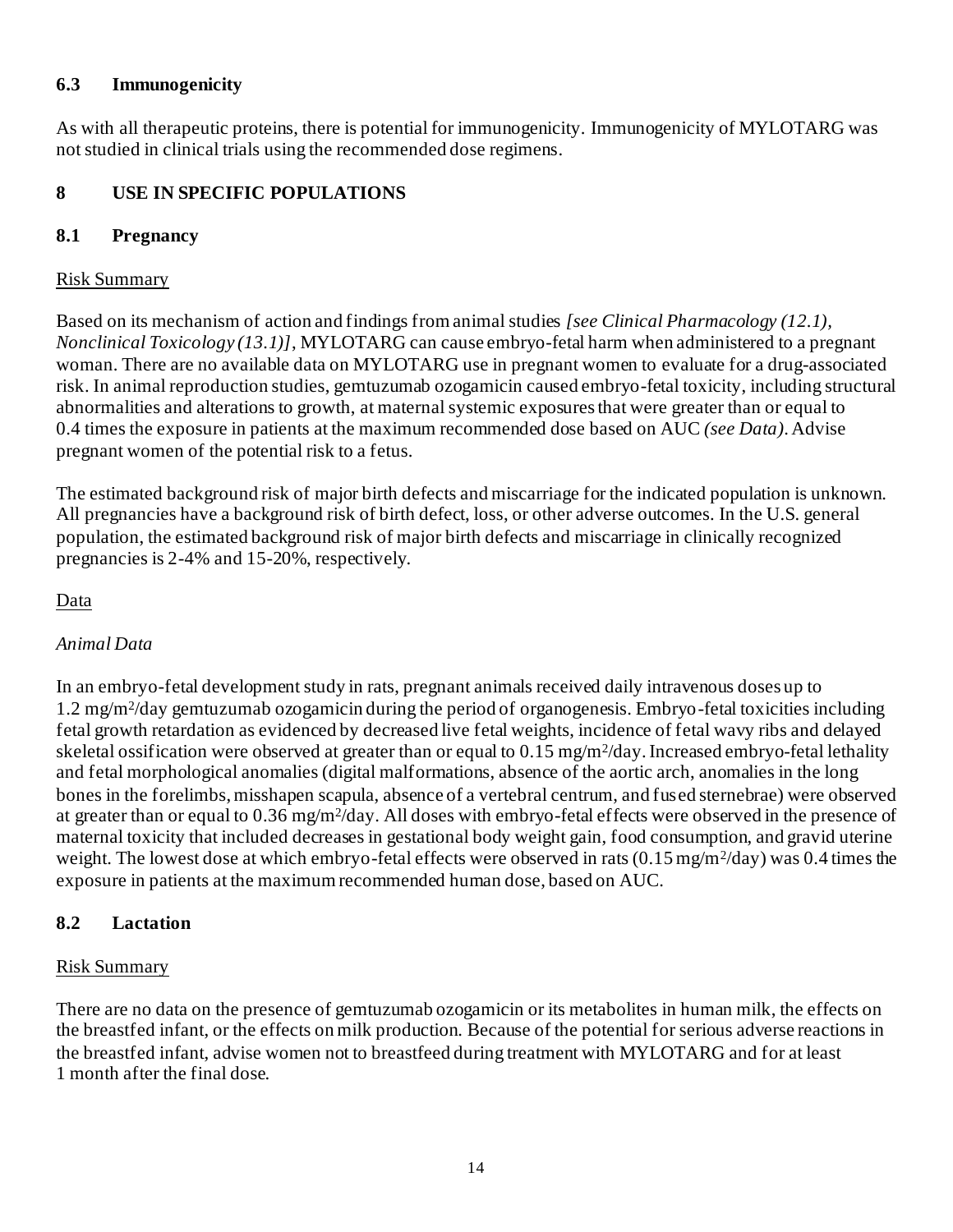## 6.3 Immunogenicity

As with all therapeutic proteins, there is potential for immunogenicity. Immunogenicity of MYLOTARG was not studied in clinical trials using the recommended dose regimens.

# 8 USE IN SPECIFIC POPULATIONS

## 8.1 Pregnancy

Risk Summary

Based on its mechanism of action and findings from animal studies *[see Clinical Pharmacology (12.1), Nonclinical Toxicology (13.1)]*, MYLOTARG can cause embryo-fetal harm when administered to a pregnant woman. There are no available data on MYLOTARG use in pregnant women to evaluate for a drug-associated risk. In animal reproduction studies, gemtuzumab ozogamicin caused embryo-fetal toxicity, including structural abnormalities and alterations to growth, at maternal systemic exposures that were greater than or equal to 0.4 times the exposure in patients at the maximum recommended dose based on AUC *(see Data)*. Advise pregnant women of the potential risk to a fetus.

The estimated background risk of major birth defects and miscarriage for the indicated population is unknown. All pregnancies have a background risk of birth defect, loss, or other adverse outcomes. In the U.S. general population, the estimated background risk of major birth defects and miscarriage in clinically recognized pregnancies is 2-4% and 15-20%, respectively.

Data

*Animal Data*

In an embryo-fetal development study in rats, pregnant animals received daily intravenous doses up to 1.2 mg/m$^2$/day gemtuzumab ozogamicin during the period of organogenesis. Embryo-fetal toxicities including fetal growth retardation as evidenced by decreased live fetal weights, incidence of fetal wavy ribs and delayed skeletal ossification were observed at greater than or equal to 0.15 mg/m$^2$/day. Increased embryo-fetal lethality and fetal morphological anomalies (digital malformations, absence of the aortic arch, anomalies in the long bones in the forelimbs, misshapen scapula, absence of a vertebral centrum, and fused sternebrae) were observed at greater than or equal to 0.36 mg/m$^2$/day. All doses with embryo-fetal effects were observed in the presence of maternal toxicity that included decreases in gestational body weight gain, food consumption, and gravid uterine weight. The lowest dose at which embryo-fetal effects were observed in rats (0.15 mg/m$^2$/day) was 0.4 times the exposure in patients at the maximum recommended human dose, based on AUC.

## 8.2 Lactation

Risk Summary

There are no data on the presence of gemtuzumab ozogamicin or its metabolites in human milk, the effects on the breastfed infant, or the effects on milk production. Because of the potential for serious adverse reactions in the breastfed infant, advise women not to breastfeed during treatment with MYLOTARG and for at least 1 month after the final dose.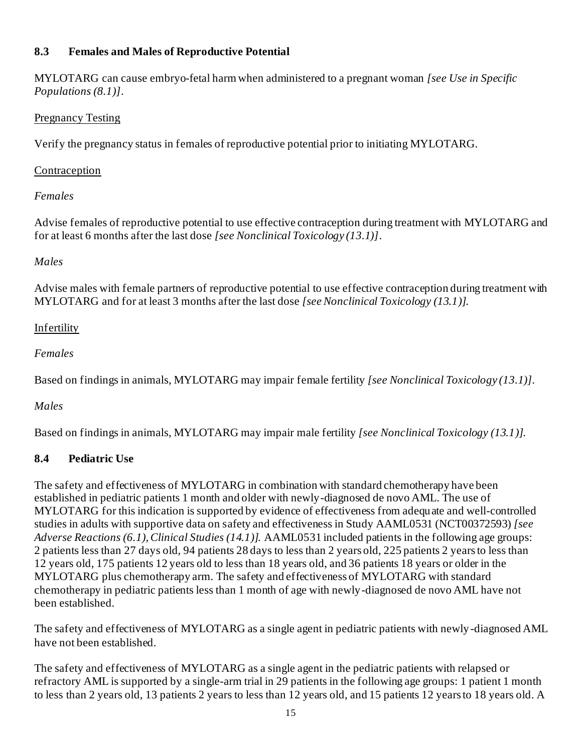### 8.3 Females and Males of Reproductive Potential

MYLOTARG can cause embryo-fetal harm when administered to a pregnant woman *[see Use in Specific Populations (8.1)]*.

Pregnancy Testing

Verify the pregnancy status in females of reproductive potential prior to initiating MYLOTARG.

Contraception

*Females*

Advise females of reproductive potential to use effective contraception during treatment with MYLOTARG and for at least 6 months after the last dose *[see Nonclinical Toxicology (13.1)]*.

*Males*

Advise males with female partners of reproductive potential to use effective contraception during treatment with MYLOTARG and for at least 3 months after the last dose *[see Nonclinical Toxicology (13.1)].*

Infertility

*Females*

Based on findings in animals, MYLOTARG may impair female fertility *[see Nonclinical Toxicology (13.1)]*.

*Males*

Based on findings in animals, MYLOTARG may impair male fertility *[see Nonclinical Toxicology (13.1)].*

### 8.4 Pediatric Use

The safety and effectiveness of MYLOTARG in combination with standard chemotherapy have been established in pediatric patients 1 month and older with newly-diagnosed de novo AML. The use of MYLOTARG for this indication is supported by evidence of effectiveness from adequate and well-controlled studies in adults with supportive data on safety and effectiveness in Study AAML0531 (NCT00372593) *[see Adverse Reactions (6.1), Clinical Studies (14.1)].* AAML0531 included patients in the following age groups: 2 patients less than 27 days old, 94 patients 28 days to less than 2 years old, 225 patients 2 years to less than 12 years old, 175 patients 12 years old to less than 18 years old, and 36 patients 18 years or older in the MYLOTARG plus chemotherapy arm. The safety and effectiveness of MYLOTARG with standard chemotherapy in pediatric patients less than 1 month of age with newly-diagnosed de novo AML have not been established.

The safety and effectiveness of MYLOTARG as a single agent in pediatric patients with newly-diagnosed AML have not been established.

The safety and effectiveness of MYLOTARG as a single agent in the pediatric patients with relapsed or refractory AML is supported by a single-arm trial in 29 patients in the following age groups: 1 patient 1 month to less than 2 years old, 13 patients 2 years to less than 12 years old, and 15 patients 12 years to 18 years old. A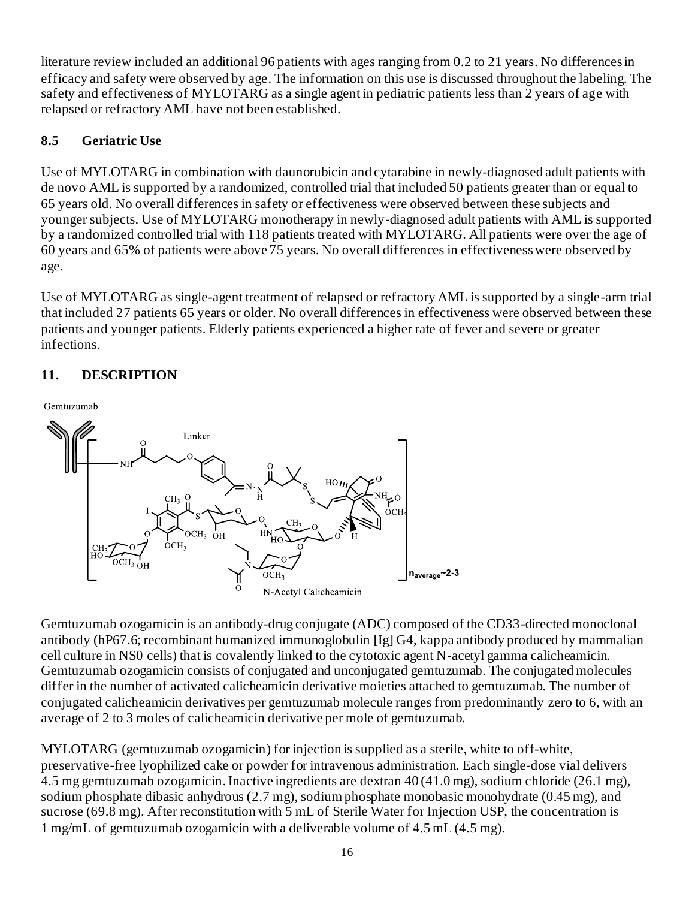literature review included an additional 96 patients with ages ranging from 0.2 to 21 years. No differences in efficacy and safety were observed by age. The information on this use is discussed throughout the labeling. The safety and effectiveness of MYLOTARG as a single agent in pediatric patients less than 2 years of age with relapsed or refractory AML have not been established.

### 8.5 Geriatric Use

Use of MYLOTARG in combination with daunorubicin and cytarabine in newly-diagnosed adult patients with de novo AML is supported by a randomized, controlled trial that included 50 patients greater than or equal to 65 years old. No overall differences in safety or effectiveness were observed between these subjects and younger subjects. Use of MYLOTARG monotherapy in newly-diagnosed adult patients with AML is supported by a randomized controlled trial with 118 patients treated with MYLOTARG. All patients were over the age of 60 years and 65% of patients were above 75 years. No overall differences in effectiveness were observed by age.

Use of MYLOTARG as single-agent treatment of relapsed or refractory AML is supported by a single-arm trial that included 27 patients 65 years or older. No overall differences in effectiveness were observed between these patients and younger patients. Elderly patients experienced a higher rate of fever and severe or greater infections.

## 11. DESCRIPTION

Gemtuzumab

Linker

N-Acetyl Calicheamicin

$n_{average}$~2-3

Gemtuzumab ozogamicin is an antibody-drug conjugate (ADC) composed of the CD33-directed monoclonal antibody (hP67.6; recombinant humanized immunoglobulin [Ig] G4, kappa antibody produced by mammalian cell culture in NS0 cells) that is covalently linked to the cytotoxic agent N-acetyl gamma calicheamicin. Gemtuzumab ozogamicin consists of conjugated and unconjugated gemtuzumab. The conjugated molecules differ in the number of activated calicheamicin derivative moieties attached to gemtuzumab. The number of conjugated calicheamicin derivatives per gemtuzumab molecule ranges from predominantly zero to 6, with an average of 2 to 3 moles of calicheamicin derivative per mole of gemtuzumab.

MYLOTARG (gemtuzumab ozogamicin) for injection is supplied as a sterile, white to off-white, preservative-free lyophilized cake or powder for intravenous administration. Each single-dose vial delivers 4.5 mg gemtuzumab ozogamicin. Inactive ingredients are dextran 40 (41.0 mg), sodium chloride (26.1 mg), sodium phosphate dibasic anhydrous (2.7 mg), sodium phosphate monobasic monohydrate (0.45 mg), and sucrose (69.8 mg). After reconstitution with 5 mL of Sterile Water for Injection USP, the concentration is 1 mg/mL of gemtuzumab ozogamicin with a deliverable volume of 4.5 mL (4.5 mg).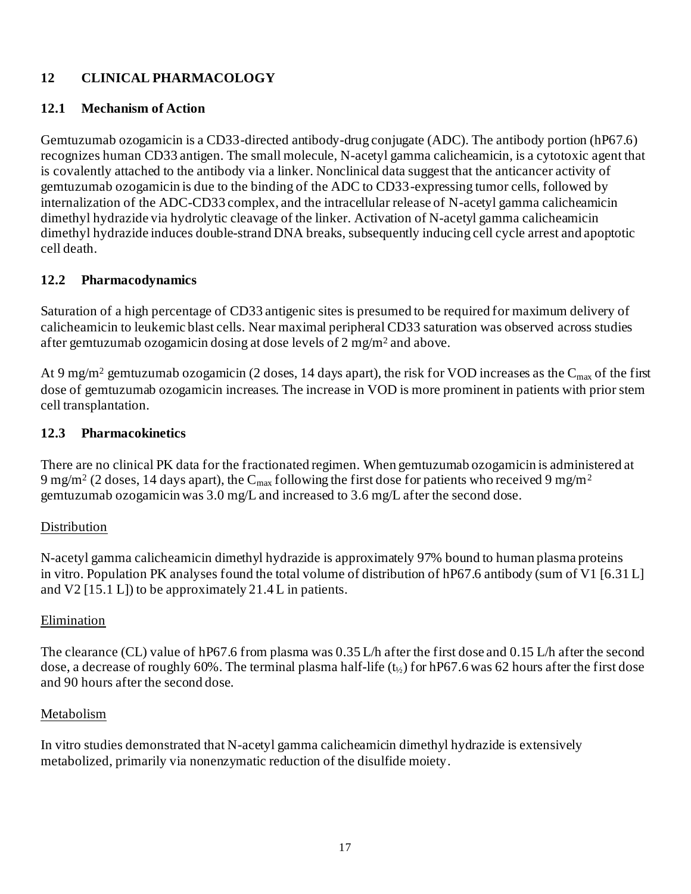## 12 CLINICAL PHARMACOLOGY

### 12.1 Mechanism of Action

Gemtuzumab ozogamicin is a CD33-directed antibody-drug conjugate (ADC). The antibody portion (hP67.6) recognizes human CD33 antigen. The small molecule, N-acetyl gamma calicheamicin, is a cytotoxic agent that is covalently attached to the antibody via a linker. Nonclinical data suggest that the anticancer activity of gemtuzumab ozogamicin is due to the binding of the ADC to CD33-expressing tumor cells, followed by internalization of the ADC-CD33 complex, and the intracellular release of N-acetyl gamma calicheamicin dimethyl hydrazide via hydrolytic cleavage of the linker. Activation of N-acetyl gamma calicheamicin dimethyl hydrazide induces double-strand DNA breaks, subsequently inducing cell cycle arrest and apoptotic cell death.

### 12.2 Pharmacodynamics

Saturation of a high percentage of CD33 antigenic sites is presumed to be required for maximum delivery of calicheamicin to leukemic blast cells. Near maximal peripheral CD33 saturation was observed across studies after gemtuzumab ozogamicin dosing at dose levels of 2 mg/$m^2$ and above.

At 9 mg/$m^2$ gemtuzumab ozogamicin (2 doses, 14 days apart), the risk for VOD increases as the $C_{max}$ of the first dose of gemtuzumab ozogamicin increases. The increase in VOD is more prominent in patients with prior stem cell transplantation.

### 12.3 Pharmacokinetics

There are no clinical PK data for the fractionated regimen. When gemtuzumab ozogamicin is administered at 9 mg/$m^2$ (2 doses, 14 days apart), the $C_{max}$ following the first dose for patients who received 9 mg/$m^2$ gemtuzumab ozogamicin was 3.0 mg/L and increased to 3.6 mg/L after the second dose.

Distribution

N-acetyl gamma calicheamicin dimethyl hydrazide is approximately 97% bound to human plasma proteins in vitro. Population PK analyses found the total volume of distribution of hP67.6 antibody (sum of V1 [6.31 L] and V2 [15.1 L]) to be approximately 21.4 L in patients.

Elimination

The clearance (CL) value of hP67.6 from plasma was 0.35 L/h after the first dose and 0.15 L/h after the second dose, a decrease of roughly 60%. The terminal plasma half-life ($t_{½}$) for hP67.6 was 62 hours after the first dose and 90 hours after the second dose.

Metabolism

In vitro studies demonstrated that N-acetyl gamma calicheamicin dimethyl hydrazide is extensively metabolized, primarily via nonenzymatic reduction of the disulfide moiety.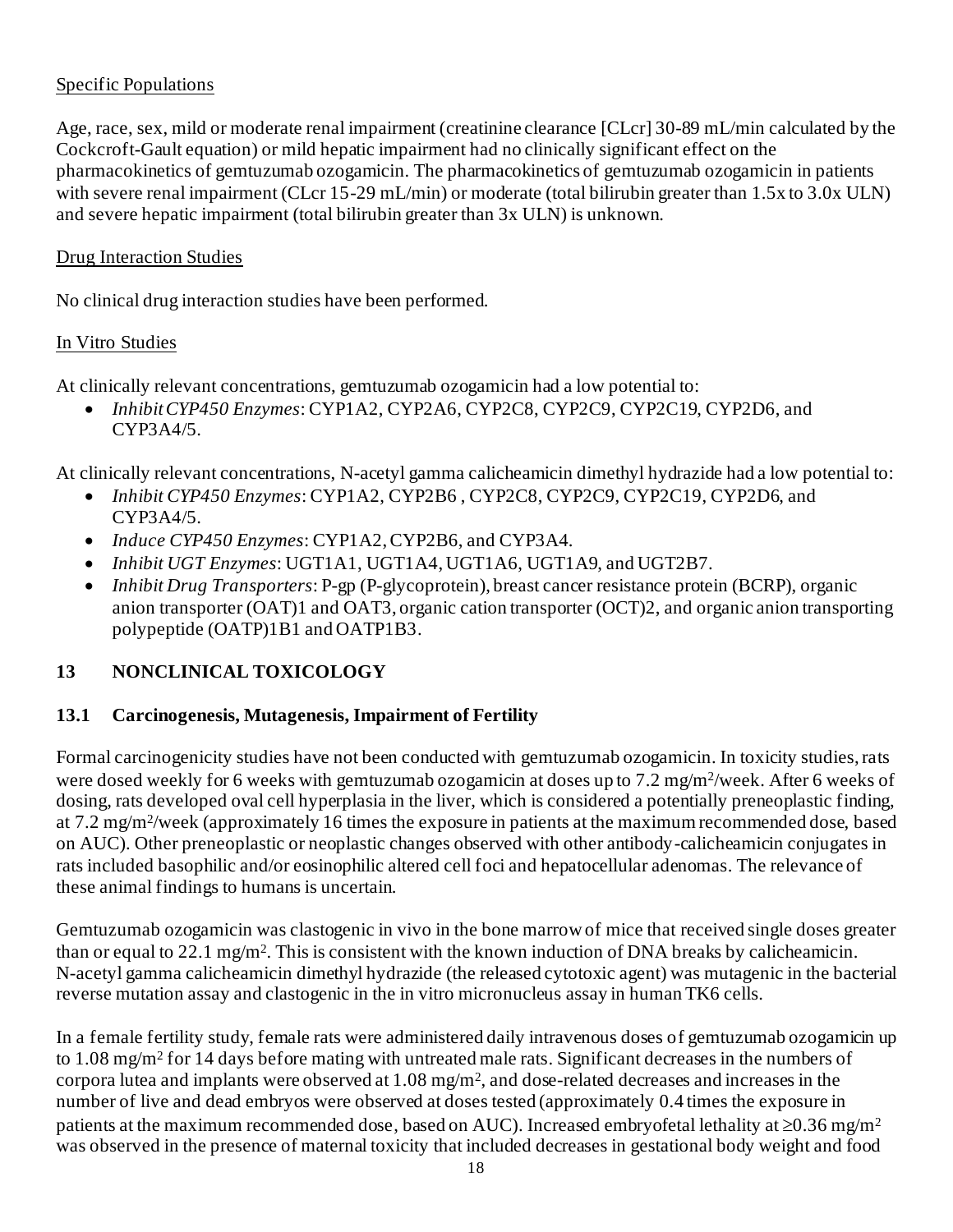Specific Populations

Age, race, sex, mild or moderate renal impairment (creatinine clearance [CLcr] 30-89 mL/min calculated by the Cockcroft-Gault equation) or mild hepatic impairment had no clinically significant effect on the pharmacokinetics of gemtuzumab ozogamicin. The pharmacokinetics of gemtuzumab ozogamicin in patients with severe renal impairment (CLcr 15-29 mL/min) or moderate (total bilirubin greater than 1.5x to 3.0x ULN) and severe hepatic impairment (total bilirubin greater than 3x ULN) is unknown.

Drug Interaction Studies

No clinical drug interaction studies have been performed.

In Vitro Studies

At clinically relevant concentrations, gemtuzumab ozogamicin had a low potential to:

- *Inhibit CYP450 Enzymes*: CYP1A2, CYP2A6, CYP2C8, CYP2C9, CYP2C19, CYP2D6, and CYP3A4/5.

At clinically relevant concentrations, N-acetyl gamma calicheamicin dimethyl hydrazide had a low potential to:

- *Inhibit CYP450 Enzymes*: CYP1A2, CYP2B6 , CYP2C8, CYP2C9, CYP2C19, CYP2D6, and CYP3A4/5.
- *Induce CYP450 Enzymes*: CYP1A2, CYP2B6, and CYP3A4.
- *Inhibit UGT Enzymes*: UGT1A1, UGT1A4, UGT1A6, UGT1A9, and UGT2B7.
- *Inhibit Drug Transporters*: P-gp (P-glycoprotein), breast cancer resistance protein (BCRP), organic anion transporter (OAT)1 and OAT3, organic cation transporter (OCT)2, and organic anion transporting polypeptide (OATP)1B1 and OATP1B3.

## 13 NONCLINICAL TOXICOLOGY

### 13.1 Carcinogenesis, Mutagenesis, Impairment of Fertility

Formal carcinogenicity studies have not been conducted with gemtuzumab ozogamicin. In toxicity studies, rats were dosed weekly for 6 weeks with gemtuzumab ozogamicin at doses up to 7.2 mg/m$^2$/week. After 6 weeks of dosing, rats developed oval cell hyperplasia in the liver, which is considered a potentially preneoplastic finding, at 7.2 mg/m$^2$/week (approximately 16 times the exposure in patients at the maximum recommended dose, based on AUC). Other preneoplastic or neoplastic changes observed with other antibody-calicheamicin conjugates in rats included basophilic and/or eosinophilic altered cell foci and hepatocellular adenomas. The relevance of these animal findings to humans is uncertain.

Gemtuzumab ozogamicin was clastogenic in vivo in the bone marrow of mice that received single doses greater than or equal to 22.1 mg/m$^2$. This is consistent with the known induction of DNA breaks by calicheamicin. N-acetyl gamma calicheamicin dimethyl hydrazide (the released cytotoxic agent) was mutagenic in the bacterial reverse mutation assay and clastogenic in the in vitro micronucleus assay in human TK6 cells.

In a female fertility study, female rats were administered daily intravenous doses of gemtuzumab ozogamicin up to 1.08 mg/m$^2$ for 14 days before mating with untreated male rats. Significant decreases in the numbers of corpora lutea and implants were observed at 1.08 mg/m$^2$, and dose-related decreases and increases in the number of live and dead embryos were observed at doses tested (approximately 0.4 times the exposure in patients at the maximum recommended dose, based on AUC). Increased embryofetal lethality at $\geq$0.36 mg/m$^2$ was observed in the presence of maternal toxicity that included decreases in gestational body weight and food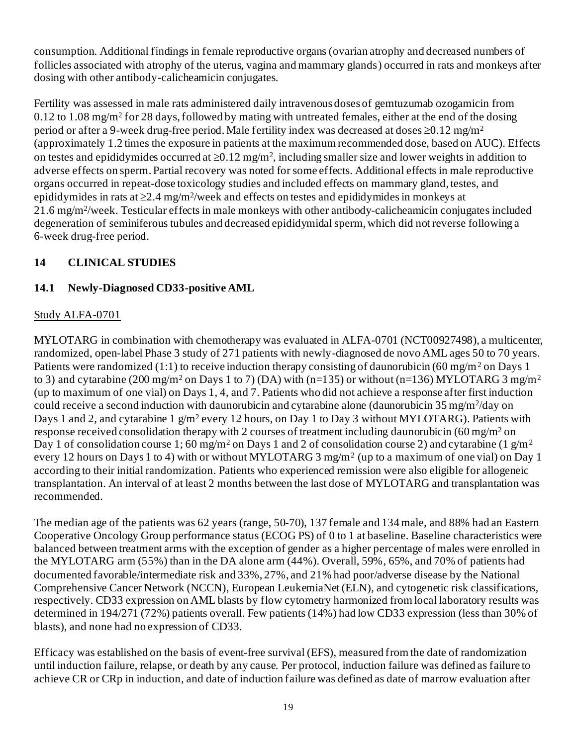consumption. Additional findings in female reproductive organs (ovarian atrophy and decreased numbers of follicles associated with atrophy of the uterus, vagina and mammary glands) occurred in rats and monkeys after dosing with other antibody-calicheamicin conjugates.

Fertility was assessed in male rats administered daily intravenous doses of gemtuzumab ozogamicin from 0.12 to 1.08 mg/m$^2$ for 28 days, followed by mating with untreated females, either at the end of the dosing period or after a 9-week drug-free period. Male fertility index was decreased at doses ≥0.12 mg/m$^2$ (approximately 1.2 times the exposure in patients at the maximum recommended dose, based on AUC). Effects on testes and epididymides occurred at ≥0.12 mg/m$^2$, including smaller size and lower weights in addition to adverse effects on sperm. Partial recovery was noted for some effects. Additional effects in male reproductive organs occurred in repeat-dose toxicology studies and included effects on mammary gland, testes, and epididymides in rats at ≥2.4 mg/m$^2$/week and effects on testes and epididymides in monkeys at 21.6 mg/m$^2$/week. Testicular effects in male monkeys with other antibody-calicheamicin conjugates included degeneration of seminiferous tubules and decreased epididymal sperm, which did not reverse following a 6-week drug-free period.

## 14 CLINICAL STUDIES

### 14.1 Newly-Diagnosed CD33-positive AML

Study ALFA-0701

MYLOTARG in combination with chemotherapy was evaluated in ALFA-0701 (NCT00927498), a multicenter, randomized, open-label Phase 3 study of 271 patients with newly-diagnosed de novo AML ages 50 to 70 years. Patients were randomized (1:1) to receive induction therapy consisting of daunorubicin (60 mg/m$^2$ on Days 1 to 3) and cytarabine (200 mg/m$^2$ on Days 1 to 7) (DA) with (n=135) or without (n=136) MYLOTARG 3 mg/m$^2$ (up to maximum of one vial) on Days 1, 4, and 7. Patients who did not achieve a response after first induction could receive a second induction with daunorubicin and cytarabine alone (daunorubicin 35 mg/m$^2$/day on Days 1 and 2, and cytarabine 1 g/m$^2$ every 12 hours, on Day 1 to Day 3 without MYLOTARG). Patients with response received consolidation therapy with 2 courses of treatment including daunorubicin (60 mg/m$^2$ on Day 1 of consolidation course 1; 60 mg/m$^2$ on Days 1 and 2 of consolidation course 2) and cytarabine (1 g/m$^2$ every 12 hours on Days 1 to 4) with or without MYLOTARG 3 mg/m$^2$ (up to a maximum of one vial) on Day 1 according to their initial randomization. Patients who experienced remission were also eligible for allogeneic transplantation. An interval of at least 2 months between the last dose of MYLOTARG and transplantation was recommended.

The median age of the patients was 62 years (range, 50-70), 137 female and 134 male, and 88% had an Eastern Cooperative Oncology Group performance status (ECOG PS) of 0 to 1 at baseline. Baseline characteristics were balanced between treatment arms with the exception of gender as a higher percentage of males were enrolled in the MYLOTARG arm (55%) than in the DA alone arm (44%). Overall, 59%, 65%, and 70% of patients had documented favorable/intermediate risk and 33%, 27%, and 21% had poor/adverse disease by the National Comprehensive Cancer Network (NCCN), European LeukemiaNet (ELN), and cytogenetic risk classifications, respectively. CD33 expression on AML blasts by flow cytometry harmonized from local laboratory results was determined in 194/271 (72%) patients overall. Few patients (14%) had low CD33 expression (less than 30% of blasts), and none had no expression of CD33.

Efficacy was established on the basis of event-free survival (EFS), measured from the date of randomization until induction failure, relapse, or death by any cause. Per protocol, induction failure was defined as failure to achieve CR or CRp in induction, and date of induction failure was defined as date of marrow evaluation after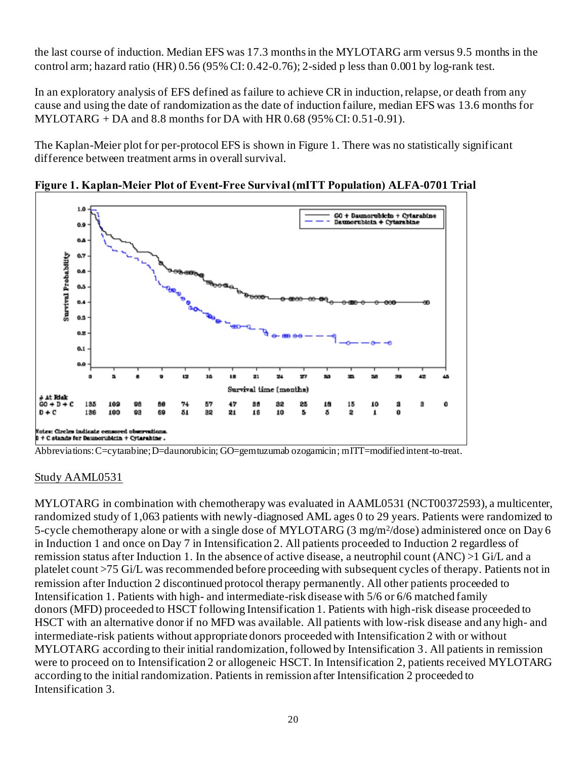the last course of induction. Median EFS was 17.3 months in the MYLOTARG arm versus 9.5 months in the control arm; hazard ratio (HR) 0.56 (95% CI: 0.42-0.76); 2-sided p less than 0.001 by log-rank test.

In an exploratory analysis of EFS defined as failure to achieve CR in induction, relapse, or death from any cause and using the date of randomization as the date of induction failure, median EFS was 13.6 months for MYLOTARG + DA and 8.8 months for DA with HR 0.68 (95% CI: 0.51-0.91).

The Kaplan-Meier plot for per-protocol EFS is shown in Figure 1. There was no statistically significant difference between treatment arms in overall survival.

**Figure 1. Kaplan-Meier Plot of Event-Free Survival (mITT Population) ALFA-0701 Trial**

| # At Risk | 0 | 3 | 6 | 9 | 12 | 15 | 18 | 21 | 24 | 27 | 30 | 33 | 36 | 39 | 42 | 45 |
|---|---|---|---|---|---|---|---|---|---|---|---|---|---|---|---|---|
| GO + D + C | 135 | 109 | 98 | 88 | 74 | 57 | 47 | 38 | 32 | 25 | 18 | 15 | 10 | 3 | 3 | 0 |
| D + C | 136 | 100 | 93 | 69 | 51 | 32 | 21 | 15 | 10 | 5 | 5 | 2 | 1 | 0 | | |

Notes: Circles indicate censored observations.
D + C stands for Daunorubicin + Cytarabine.

Abbreviations: C=cytarabine; D=daunorubicin; GO=gemtuzumab ozogamicin; mITT=modified intent-to-treat.

Study AAML0531

MYLOTARG in combination with chemotherapy was evaluated in AAML0531 (NCT00372593), a multicenter, randomized study of 1,063 patients with newly-diagnosed AML ages 0 to 29 years. Patients were randomized to 5-cycle chemotherapy alone or with a single dose of MYLOTARG (3 mg/m²/dose) administered once on Day 6 in Induction 1 and once on Day 7 in Intensification 2. All patients proceeded to Induction 2 regardless of remission status after Induction 1. In the absence of active disease, a neutrophil count (ANC) >1 Gi/L and a platelet count >75 Gi/L was recommended before proceeding with subsequent cycles of therapy. Patients not in remission after Induction 2 discontinued protocol therapy permanently. All other patients proceeded to Intensification 1. Patients with high- and intermediate-risk disease with 5/6 or 6/6 matched family donors (MFD) proceeded to HSCT following Intensification 1. Patients with high-risk disease proceeded to HSCT with an alternative donor if no MFD was available. All patients with low-risk disease and any high- and intermediate-risk patients without appropriate donors proceeded with Intensification 2 with or without MYLOTARG according to their initial randomization, followed by Intensification 3. All patients in remission were to proceed on to Intensification 2 or allogeneic HSCT. In Intensification 2, patients received MYLOTARG according to the initial randomization. Patients in remission after Intensification 2 proceeded to Intensification 3.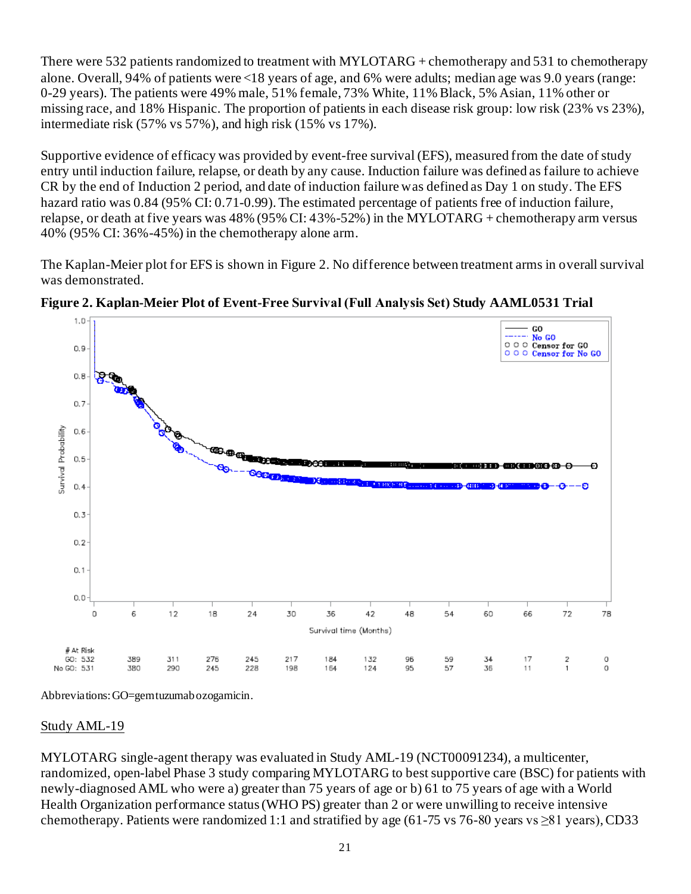There were 532 patients randomized to treatment with MYLOTARG + chemotherapy and 531 to chemotherapy alone. Overall, 94% of patients were <18 years of age, and 6% were adults; median age was 9.0 years (range: 0-29 years). The patients were 49% male, 51% female, 73% White, 11% Black, 5% Asian, 11% other or missing race, and 18% Hispanic. The proportion of patients in each disease risk group: low risk (23% vs 23%), intermediate risk (57% vs 57%), and high risk (15% vs 17%).

Supportive evidence of efficacy was provided by event-free survival (EFS), measured from the date of study entry until induction failure, relapse, or death by any cause. Induction failure was defined as failure to achieve CR by the end of Induction 2 period, and date of induction failure was defined as Day 1 on study. The EFS hazard ratio was 0.84 (95% CI: 0.71-0.99). The estimated percentage of patients free of induction failure, relapse, or death at five years was 48% (95% CI: 43%-52%) in the MYLOTARG + chemotherapy arm versus 40% (95% CI: 36%-45%) in the chemotherapy alone arm.

The Kaplan-Meier plot for EFS is shown in Figure 2. No difference between treatment arms in overall survival was demonstrated.

**Figure 2. Kaplan-Meier Plot of Event-Free Survival (Full Analysis Set) Study AAML0531 Trial**

| # At Risk | 0 | 6 | 12 | 18 | 24 | 30 | 36 | 42 | 48 | 54 | 60 | 66 | 72 | 78 |
|---|---|---|---|---|---|---|---|---|---|---|---|---|---|---|
| GO | 532 | 389 | 311 | 276 | 245 | 217 | 184 | 132 | 96 | 59 | 34 | 17 | 2 | 0 |
| No GO | 531 | 380 | 290 | 245 | 228 | 198 | 164 | 124 | 95 | 57 | 36 | 11 | 1 | 0 |

Abbreviations: GO=gemtuzumab ozogamicin.

Study AML-19

MYLOTARG single-agent therapy was evaluated in Study AML-19 (NCT00091234), a multicenter, randomized, open-label Phase 3 study comparing MYLOTARG to best supportive care (BSC) for patients with newly-diagnosed AML who were a) greater than 75 years of age or b) 61 to 75 years of age with a World Health Organization performance status (WHO PS) greater than 2 or were unwilling to receive intensive chemotherapy. Patients were randomized 1:1 and stratified by age (61-75 vs 76-80 years vs ≥81 years), CD33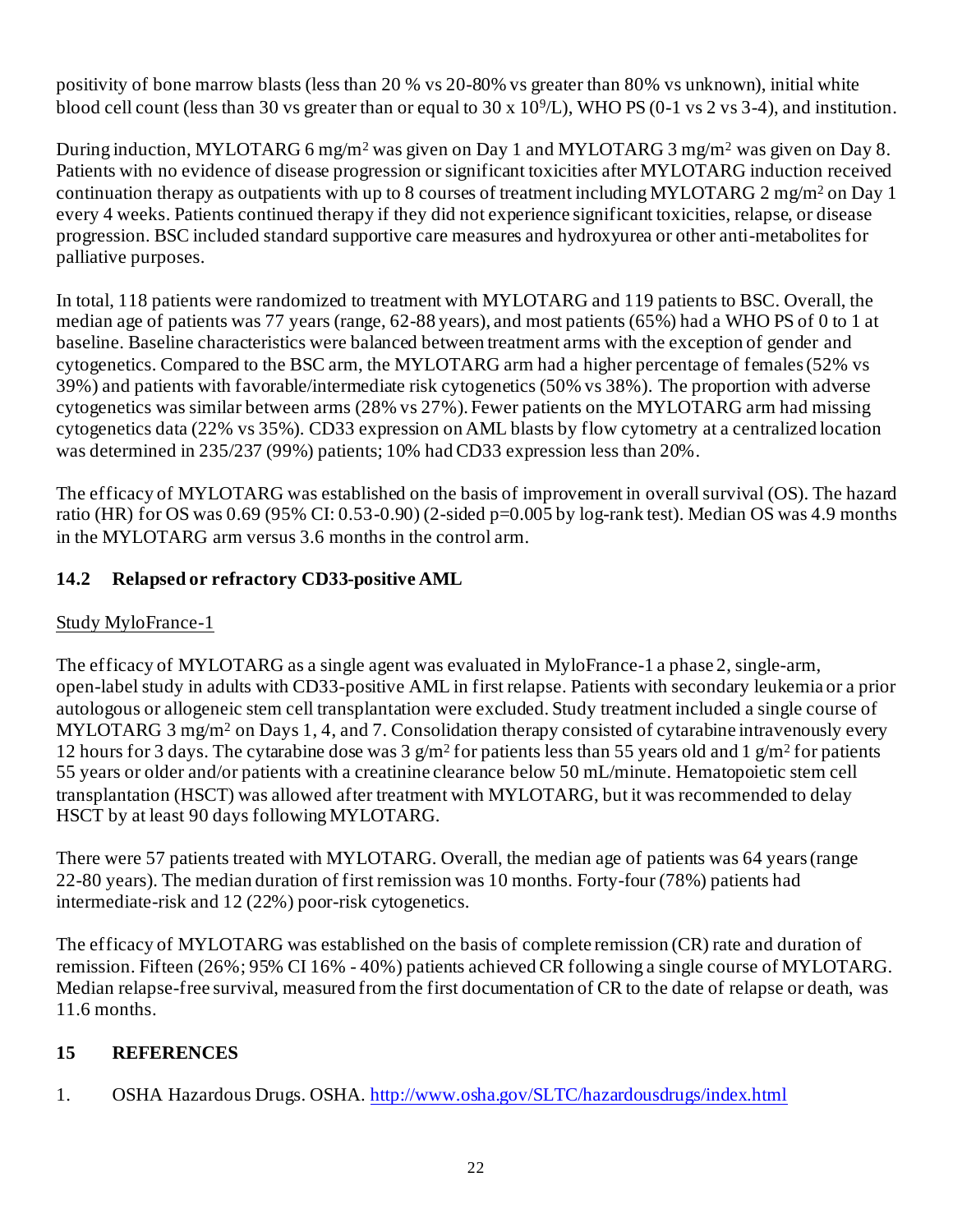positivity of bone marrow blasts (less than 20 % vs 20-80% vs greater than 80% vs unknown), initial white blood cell count (less than 30 vs greater than or equal to 30 x $10^9$/L), WHO PS (0-1 vs 2 vs 3-4), and institution.

During induction, MYLOTARG 6 mg/$m^2$ was given on Day 1 and MYLOTARG 3 mg/$m^2$ was given on Day 8. Patients with no evidence of disease progression or significant toxicities after MYLOTARG induction received continuation therapy as outpatients with up to 8 courses of treatment including MYLOTARG 2 mg/$m^2$ on Day 1 every 4 weeks. Patients continued therapy if they did not experience significant toxicities, relapse, or disease progression. BSC included standard supportive care measures and hydroxyurea or other anti-metabolites for palliative purposes.

In total, 118 patients were randomized to treatment with MYLOTARG and 119 patients to BSC. Overall, the median age of patients was 77 years (range, 62-88 years), and most patients (65%) had a WHO PS of 0 to 1 at baseline. Baseline characteristics were balanced between treatment arms with the exception of gender and cytogenetics. Compared to the BSC arm, the MYLOTARG arm had a higher percentage of females (52% vs 39%) and patients with favorable/intermediate risk cytogenetics (50% vs 38%). The proportion with adverse cytogenetics was similar between arms (28% vs 27%). Fewer patients on the MYLOTARG arm had missing cytogenetics data (22% vs 35%). CD33 expression on AML blasts by flow cytometry at a centralized location was determined in 235/237 (99%) patients; 10% had CD33 expression less than 20%.

The efficacy of MYLOTARG was established on the basis of improvement in overall survival (OS). The hazard ratio (HR) for OS was 0.69 (95% CI: 0.53-0.90) (2-sided p=0.005 by log-rank test). Median OS was 4.9 months in the MYLOTARG arm versus 3.6 months in the control arm.

## 14.2 Relapsed or refractory CD33-positive AML

Study MyloFrance-1

The efficacy of MYLOTARG as a single agent was evaluated in MyloFrance-1 a phase 2, single-arm, open-label study in adults with CD33-positive AML in first relapse. Patients with secondary leukemia or a prior autologous or allogeneic stem cell transplantation were excluded. Study treatment included a single course of MYLOTARG 3 mg/$m^2$ on Days 1, 4, and 7. Consolidation therapy consisted of cytarabine intravenously every 12 hours for 3 days. The cytarabine dose was 3 g/$m^2$ for patients less than 55 years old and 1 g/$m^2$ for patients 55 years or older and/or patients with a creatinine clearance below 50 mL/minute. Hematopoietic stem cell transplantation (HSCT) was allowed after treatment with MYLOTARG, but it was recommended to delay HSCT by at least 90 days following MYLOTARG.

There were 57 patients treated with MYLOTARG. Overall, the median age of patients was 64 years (range 22-80 years). The median duration of first remission was 10 months. Forty-four (78%) patients had intermediate-risk and 12 (22%) poor-risk cytogenetics.

The efficacy of MYLOTARG was established on the basis of complete remission (CR) rate and duration of remission. Fifteen (26%; 95% CI 16% - 40%) patients achieved CR following a single course of MYLOTARG. Median relapse-free survival, measured from the first documentation of CR to the date of relapse or death, was 11.6 months.

# 15 REFERENCES

1. OSHA Hazardous Drugs. OSHA. http://www.osha.gov/SLTC/hazardousdrugs/index.html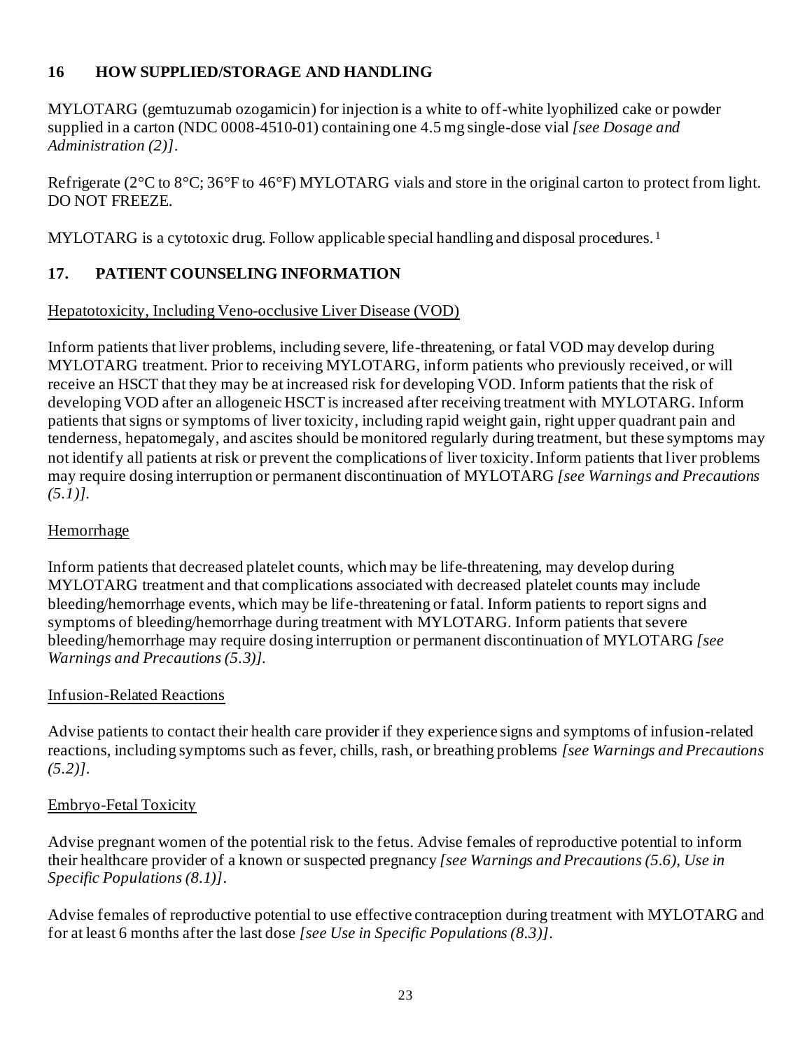## 16 HOW SUPPLIED/STORAGE AND HANDLING

MYLOTARG (gemtuzumab ozogamicin) for injection is a white to off-white lyophilized cake or powder supplied in a carton (NDC 0008-4510-01) containing one 4.5 mg single-dose vial *[see Dosage and Administration (2)]*.

Refrigerate (2°C to 8°C; 36°F to 46°F) MYLOTARG vials and store in the original carton to protect from light. DO NOT FREEZE.

MYLOTARG is a cytotoxic drug. Follow applicable special handling and disposal procedures.[1]

## 17. PATIENT COUNSELING INFORMATION

Hepatotoxicity, Including Veno-occlusive Liver Disease (VOD)

Inform patients that liver problems, including severe, life-threatening, or fatal VOD may develop during MYLOTARG treatment. Prior to receiving MYLOTARG, inform patients who previously received, or will receive an HSCT that they may be at increased risk for developing VOD. Inform patients that the risk of developing VOD after an allogeneic HSCT is increased after receiving treatment with MYLOTARG. Inform patients that signs or symptoms of liver toxicity, including rapid weight gain, right upper quadrant pain and tenderness, hepatomegaly, and ascites should be monitored regularly during treatment, but these symptoms may not identify all patients at risk or prevent the complications of liver toxicity. Inform patients that liver problems may require dosing interruption or permanent discontinuation of MYLOTARG *[see Warnings and Precautions (5.1)]*.

Hemorrhage

Inform patients that decreased platelet counts, which may be life-threatening, may develop during MYLOTARG treatment and that complications associated with decreased platelet counts may include bleeding/hemorrhage events, which may be life-threatening or fatal. Inform patients to report signs and symptoms of bleeding/hemorrhage during treatment with MYLOTARG. Inform patients that severe bleeding/hemorrhage may require dosing interruption or permanent discontinuation of MYLOTARG *[see Warnings and Precautions (5.3)]*.

Infusion-Related Reactions

Advise patients to contact their health care provider if they experience signs and symptoms of infusion-related reactions, including symptoms such as fever, chills, rash, or breathing problems *[see Warnings and Precautions (5.2)]*.

Embryo-Fetal Toxicity

Advise pregnant women of the potential risk to the fetus. Advise females of reproductive potential to inform their healthcare provider of a known or suspected pregnancy *[see Warnings and Precautions (5.6), Use in Specific Populations (8.1)]*.

Advise females of reproductive potential to use effective contraception during treatment with MYLOTARG and for at least 6 months after the last dose *[see Use in Specific Populations (8.3)]*.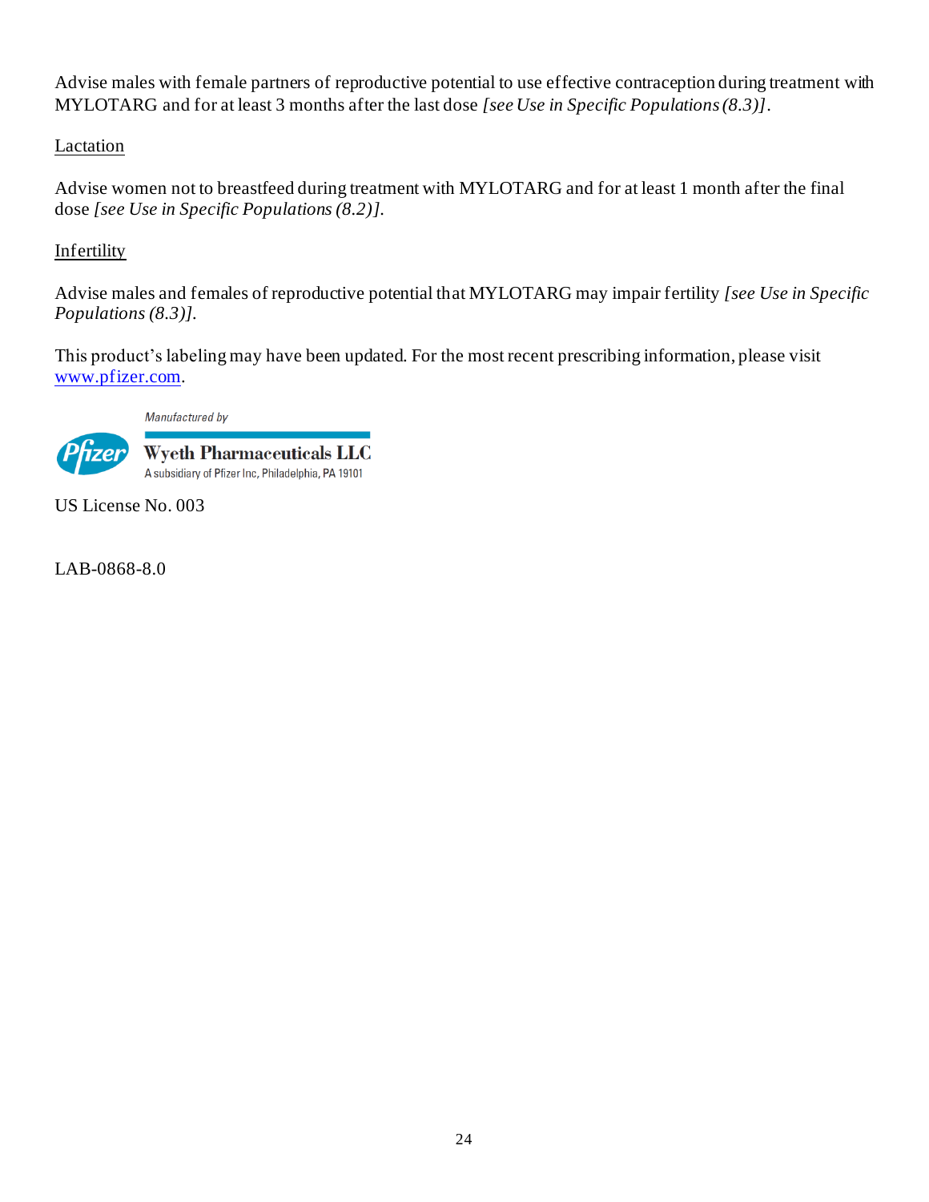Advise males with female partners of reproductive potential to use effective contraception during treatment with MYLOTARG and for at least 3 months after the last dose *[see Use in Specific Populations (8.3)]*.

Lactation

Advise women not to breastfeed during treatment with MYLOTARG and for at least 1 month after the final dose *[see Use in Specific Populations (8.2)]*.

Infertility

Advise males and females of reproductive potential that MYLOTARG may impair fertility *[see Use in Specific Populations (8.3)]*.

This product's labeling may have been updated. For the most recent prescribing information, please visit www.pfizer.com.

Manufactured by

Wyeth Pharmaceuticals LLC
A subsidiary of Pfizer Inc, Philadelphia, PA 19101

US License No. 003

LAB-0868-8.0